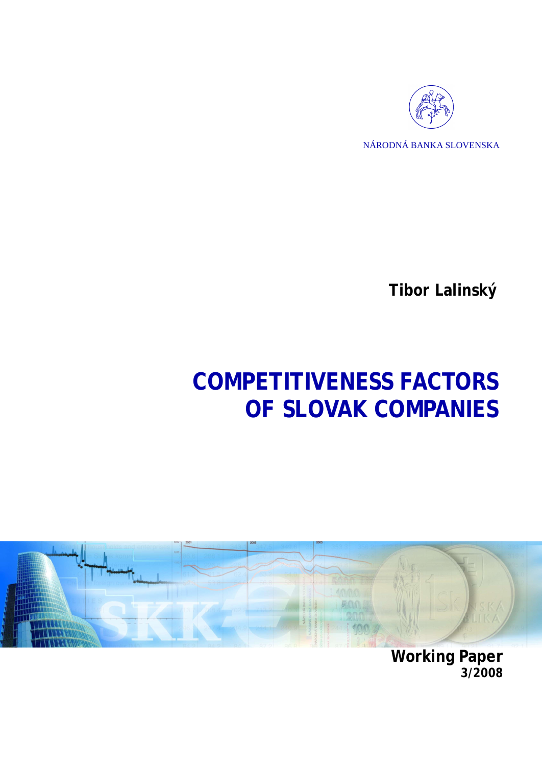NÁRODNÁ BANKA SLOVENSKA

**Tibor Lalinský**

# COMPETITIVENESS FACTORS OF SLOVAK COMPANIES

**Working Paper**
**3/2008**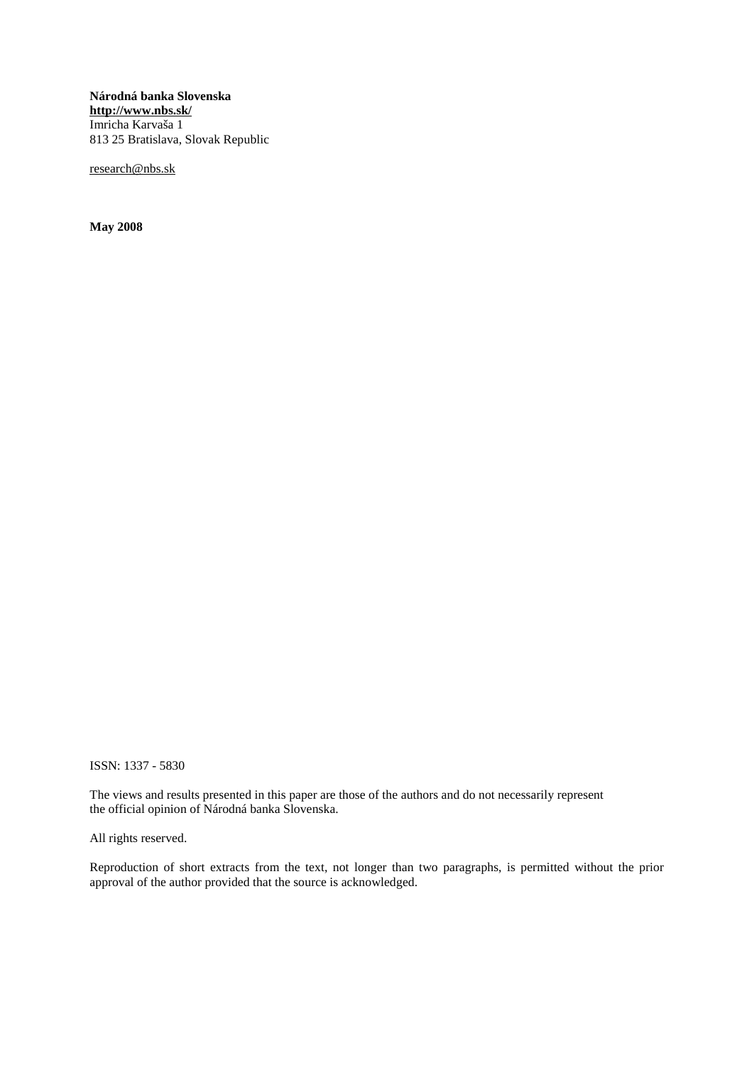**Národná banka Slovenska**
**http://www.nbs.sk/**
Imricha Karvaša 1
813 25 Bratislava, Slovak Republic

research@nbs.sk

**May 2008**

ISSN: 1337 - 5830

The views and results presented in this paper are those of the authors and do not necessarily represent the official opinion of Národná banka Slovenska.

All rights reserved.

Reproduction of short extracts from the text, not longer than two paragraphs, is permitted without the prior approval of the author provided that the source is acknowledged.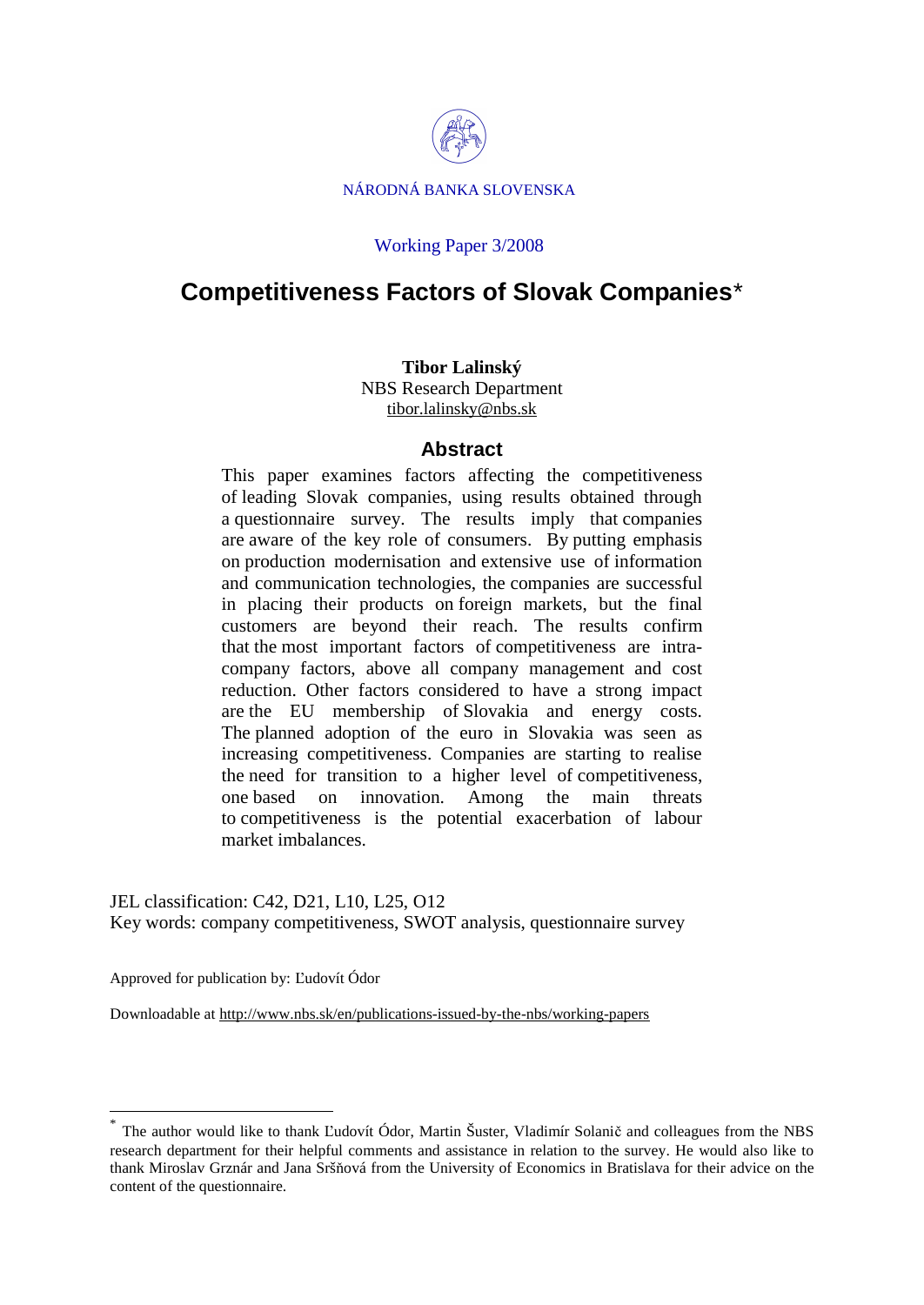NÁRODNÁ BANKA SLOVENSKA

Working Paper 3/2008

# Competitiveness Factors of Slovak Companies*

**Tibor Lalinský**
NBS Research Department
tibor.lalinsky@nbs.sk

## Abstract

This paper examines factors affecting the competitiveness of leading Slovak companies, using results obtained through a questionnaire survey. The results imply that companies are aware of the key role of consumers. By putting emphasis on production modernisation and extensive use of information and communication technologies, the companies are successful in placing their products on foreign markets, but the final customers are beyond their reach. The results confirm that the most important factors of competitiveness are intra-company factors, above all company management and cost reduction. Other factors considered to have a strong impact are the EU membership of Slovakia and energy costs. The planned adoption of the euro in Slovakia was seen as increasing competitiveness. Companies are starting to realise the need for transition to a higher level of competitiveness, one based on innovation. Among the main threats to competitiveness is the potential exacerbation of labour market imbalances.

JEL classification: C42, D21, L10, L25, O12
Key words: company competitiveness, SWOT analysis, questionnaire survey

Approved for publication by: Ľudovít Ódor

Downloadable at http://www.nbs.sk/en/publications-issued-by-the-nbs/working-papers

---

* The author would like to thank Ľudovít Ódor, Martin Šuster, Vladimír Solanič and colleagues from the NBS research department for their helpful comments and assistance in relation to the survey. He would also like to thank Miroslav Gznár and Jana Sršňová from the University of Economics in Bratislava for their advice on the content of the questionnaire.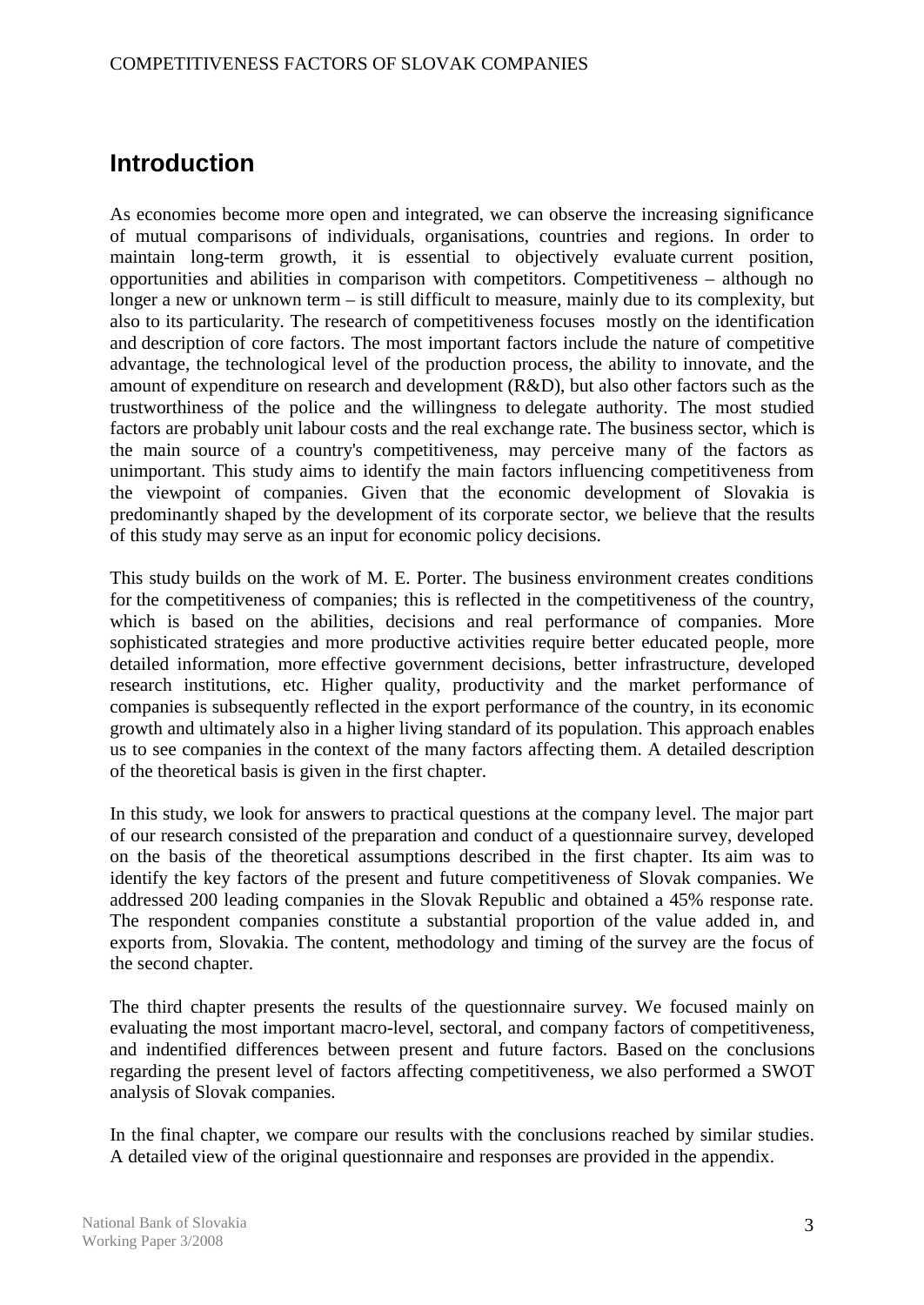# Introduction

As economies become more open and integrated, we can observe the increasing significance of mutual comparisons of individuals, organisations, countries and regions. In order to maintain long-term growth, it is essential to objectively evaluate current position, opportunities and abilities in comparison with competitors. Competitiveness – although no longer a new or unknown term – is still difficult to measure, mainly due to its complexity, but also to its particularity. The research of competitiveness focuses mostly on the identification and description of core factors. The most important factors include the nature of competitive advantage, the technological level of the production process, the ability to innovate, and the amount of expenditure on research and development (R&D), but also other factors such as the trustworthiness of the police and the willingness to delegate authority. The most studied factors are probably unit labour costs and the real exchange rate. The business sector, which is the main source of a country's competitiveness, may perceive many of the factors as unimportant. This study aims to identify the main factors influencing competitiveness from the viewpoint of companies. Given that the economic development of Slovakia is predominantly shaped by the development of its corporate sector, we believe that the results of this study may serve as an input for economic policy decisions.

This study builds on the work of M. E. Porter. The business environment creates conditions for the competitiveness of companies; this is reflected in the competitiveness of the country, which is based on the abilities, decisions and real performance of companies. More sophisticated strategies and more productive activities require better educated people, more detailed information, more effective government decisions, better infrastructure, developed research institutions, etc. Higher quality, productivity and the market performance of companies is subsequently reflected in the export performance of the country, in its economic growth and ultimately also in a higher living standard of its population. This approach enables us to see companies in the context of the many factors affecting them. A detailed description of the theoretical basis is given in the first chapter.

In this study, we look for answers to practical questions at the company level. The major part of our research consisted of the preparation and conduct of a questionnaire survey, developed on the basis of the theoretical assumptions described in the first chapter. Its aim was to identify the key factors of the present and future competitiveness of Slovak companies. We addressed 200 leading companies in the Slovak Republic and obtained a 45% response rate. The respondent companies constitute a substantial proportion of the value added in, and exports from, Slovakia. The content, methodology and timing of the survey are the focus of the second chapter.

The third chapter presents the results of the questionnaire survey. We focused mainly on evaluating the most important macro-level, sectoral, and company factors of competitiveness, and indentified differences between present and future factors. Based on the conclusions regarding the present level of factors affecting competitiveness, we also performed a SWOT analysis of Slovak companies.

In the final chapter, we compare our results with the conclusions reached by similar studies. A detailed view of the original questionnaire and responses are provided in the appendix.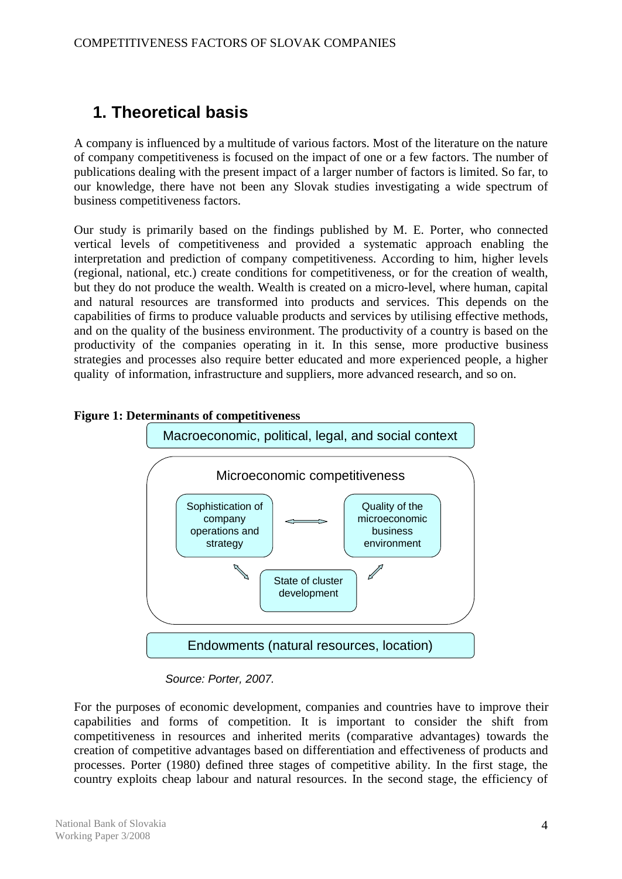# 1. Theoretical basis

A company is influenced by a multitude of various factors. Most of the literature on the nature of company competitiveness is focused on the impact of one or a few factors. The number of publications dealing with the present impact of a larger number of factors is limited. So far, to our knowledge, there have not been any Slovak studies investigating a wide spectrum of business competitiveness factors.

Our study is primarily based on the findings published by M. E. Porter, who connected vertical levels of competitiveness and provided a systematic approach enabling the interpretation and prediction of company competitiveness. According to him, higher levels (regional, national, etc.) create conditions for competitiveness, or for the creation of wealth, but they do not produce the wealth. Wealth is created on a micro-level, where human, capital and natural resources are transformed into products and services. This depends on the capabilities of firms to produce valuable products and services by utilising effective methods, and on the quality of the business environment. The productivity of a country is based on the productivity of the companies operating in it. In this sense, more productive business strategies and processes also require better educated and more experienced people, a higher quality of information, infrastructure and suppliers, more advanced research, and so on.

**Figure 1: Determinants of competitiveness**

Macroeconomic, political, legal, and social context

Microeconomic competitiveness

Sophistication of company operations and strategy

Quality of the microeconomic business environment

State of cluster development

Endowments (natural resources, location)

*Source: Porter, 2007.*

For the purposes of economic development, companies and countries have to improve their capabilities and forms of competition. It is important to consider the shift from competitiveness in resources and inherited merits (comparative advantages) towards the creation of competitive advantages based on differentiation and effectiveness of products and processes. Porter (1980) defined three stages of competitive ability. In the first stage, the country exploits cheap labour and natural resources. In the second stage, the efficiency of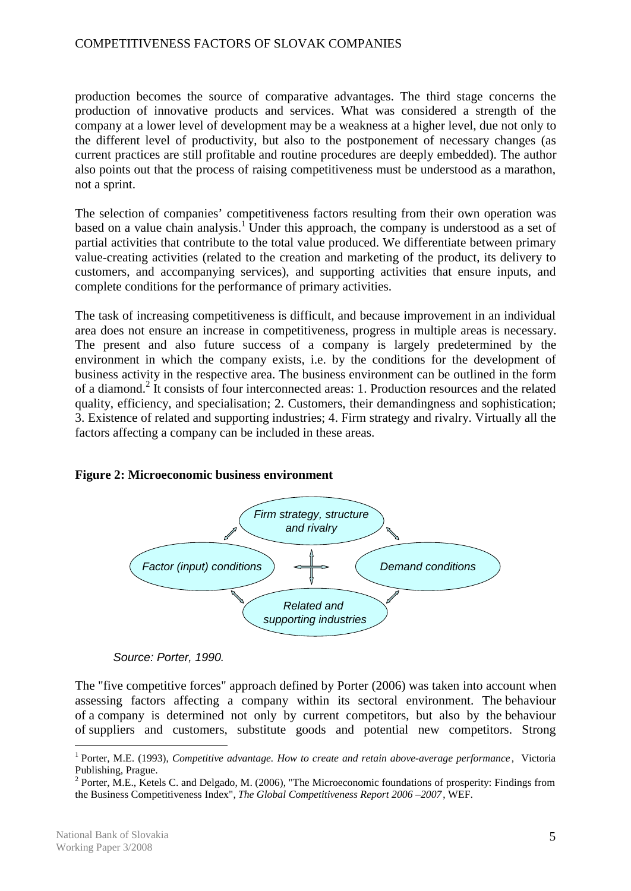production becomes the source of comparative advantages. The third stage concerns the production of innovative products and services. What was considered a strength of the company at a lower level of development may be a weakness at a higher level, due not only to the different level of productivity, but also to the postponement of necessary changes (as current practices are still profitable and routine procedures are deeply embedded). The author also points out that the process of raising competitiveness must be understood as a marathon, not a sprint.

The selection of companies' competitiveness factors resulting from their own operation was based on a value chain analysis.[1] Under this approach, the company is understood as a set of partial activities that contribute to the total value produced. We differentiate between primary value-creating activities (related to the creation and marketing of the product, its delivery to customers, and accompanying services), and supporting activities that ensure inputs, and complete conditions for the performance of primary activities.

The task of increasing competitiveness is difficult, and because improvement in an individual area does not ensure an increase in competitiveness, progress in multiple areas is necessary. The present and also future success of a company is largely predetermined by the environment in which the company exists, i.e. by the conditions for the development of business activity in the respective area. The business environment can be outlined in the form of a diamond.[2] It consists of four interconnected areas: 1. Production resources and the related quality, efficiency, and specialisation; 2. Customers, their demandingness and sophistication; 3. Existence of related and supporting industries; 4. Firm strategy and rivalry. Virtually all the factors affecting a company can be included in these areas.

**Figure 2: Microeconomic business environment**

*Firm strategy, structure and rivalry*

*Factor (input) conditions*

*Demand conditions*

*Related and supporting industries*

*Source: Porter, 1990.*

The "five competitive forces" approach defined by Porter (2006) was taken into account when assessing factors affecting a company within its sectoral environment. The behaviour of a company is determined not only by current competitors, but also by the behaviour of suppliers and customers, substitute goods and potential new competitors. Strong

---

[1] Porter, M.E. (1993), *Competitive advantage. How to create and retain above-average performance*, Victoria Publishing, Prague.

[2] Porter, M.E., Ketels C. and Delgado, M. (2006), "The Microeconomic foundations of prosperity: Findings from the Business Competitiveness Index", *The Global Competitiveness Report 2006 –2007*, WEF.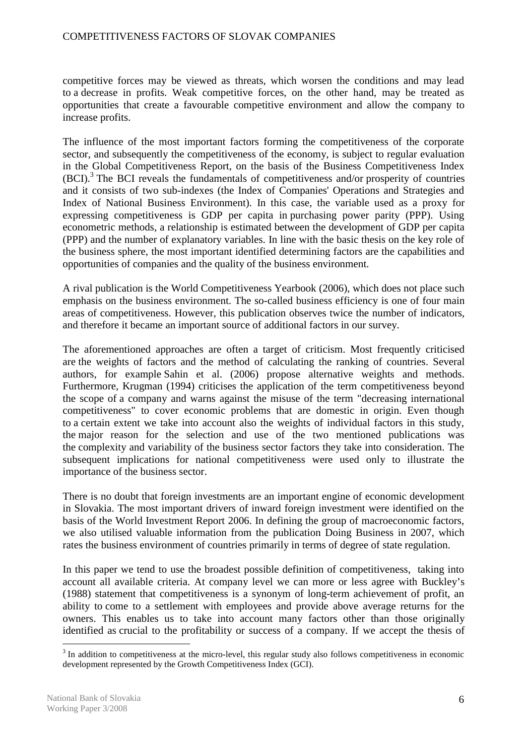competitive forces may be viewed as threats, which worsen the conditions and may lead to a decrease in profits. Weak competitive forces, on the other hand, may be treated as opportunities that create a favourable competitive environment and allow the company to increase profits.

The influence of the most important factors forming the competitiveness of the corporate sector, and subsequently the competitiveness of the economy, is subject to regular evaluation in the Global Competitiveness Report, on the basis of the Business Competitiveness Index (BCI).[3] The BCI reveals the fundamentals of competitiveness and/or prosperity of countries and it consists of two sub-indexes (the Index of Companies' Operations and Strategies and Index of National Business Environment). In this case, the variable used as a proxy for expressing competitiveness is GDP per capita in purchasing power parity (PPP). Using econometric methods, a relationship is estimated between the development of GDP per capita (PPP) and the number of explanatory variables. In line with the basic thesis on the key role of the business sphere, the most important identified determining factors are the capabilities and opportunities of companies and the quality of the business environment.

A rival publication is the World Competitiveness Yearbook (2006), which does not place such emphasis on the business environment. The so-called business efficiency is one of four main areas of competitiveness. However, this publication observes twice the number of indicators, and therefore it became an important source of additional factors in our survey.

The aforementioned approaches are often a target of criticism. Most frequently criticised are the weights of factors and the method of calculating the ranking of countries. Several authors, for example Sahin et al. (2006) propose alternative weights and methods. Furthermore, Krugman (1994) criticises the application of the term competitiveness beyond the scope of a company and warns against the misuse of the term "decreasing international competitiveness" to cover economic problems that are domestic in origin. Even though to a certain extent we take into account also the weights of individual factors in this study, the major reason for the selection and use of the two mentioned publications was the complexity and variability of the business sector factors they take into consideration. The subsequent implications for national competitiveness were used only to illustrate the importance of the business sector.

There is no doubt that foreign investments are an important engine of economic development in Slovakia. The most important drivers of inward foreign investment were identified on the basis of the World Investment Report 2006. In defining the group of macroeconomic factors, we also utilised valuable information from the publication Doing Business in 2007, which rates the business environment of countries primarily in terms of degree of state regulation.

In this paper we tend to use the broadest possible definition of competitiveness, taking into account all available criteria. At company level we can more or less agree with Buckley's (1988) statement that competitiveness is a synonym of long-term achievement of profit, an ability to come to a settlement with employees and provide above average returns for the owners. This enables us to take into account many factors other than those originally identified as crucial to the profitability or success of a company. If we accept the thesis of

---

[3] In addition to competitiveness at the micro-level, this regular study also follows competitiveness in economic development represented by the Growth Competitiveness Index (GCI).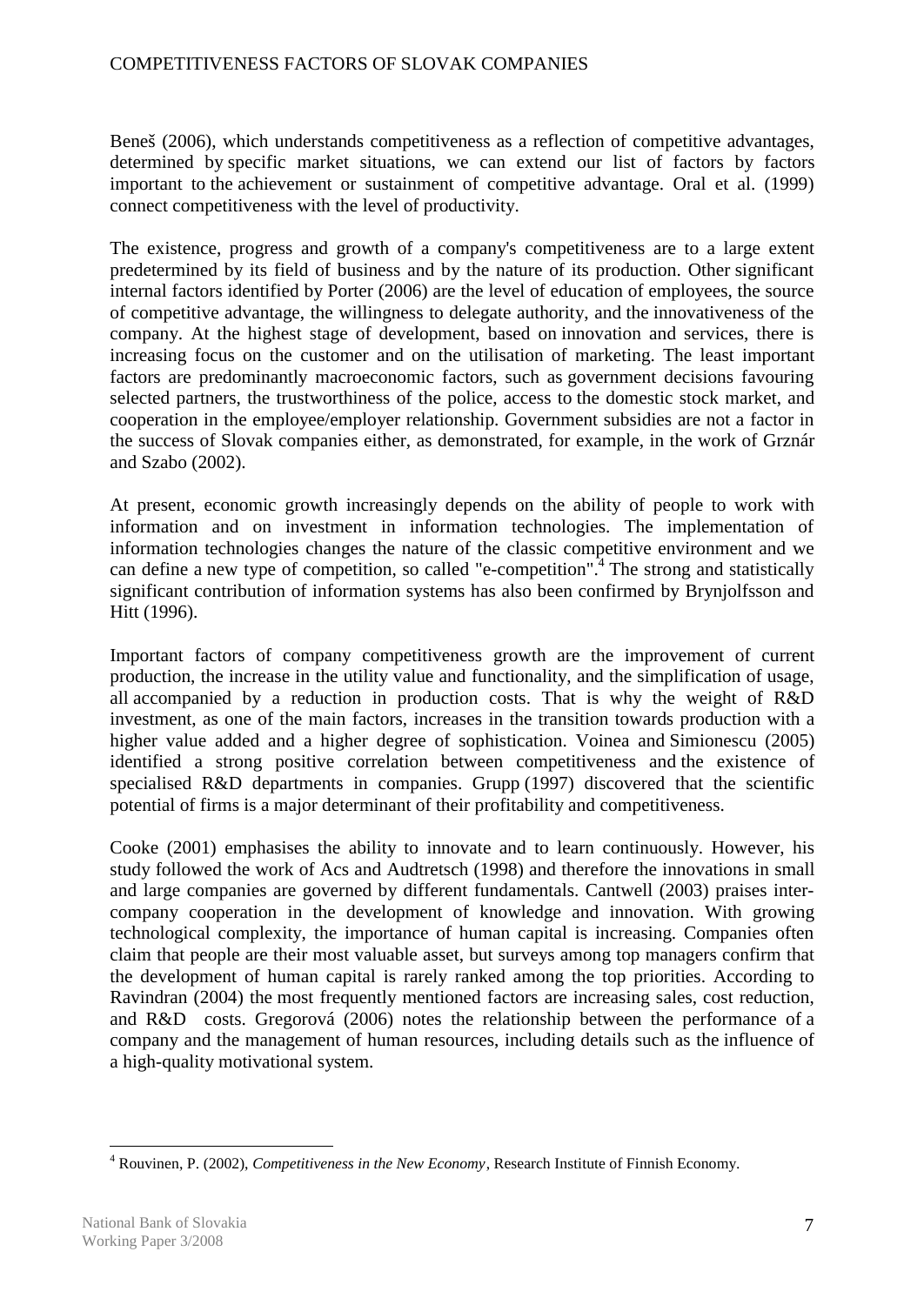Beneš (2006), which understands competitiveness as a reflection of competitive advantages, determined by specific market situations, we can extend our list of factors by factors important to the achievement or sustainment of competitive advantage. Oral et al. (1999) connect competitiveness with the level of productivity.

The existence, progress and growth of a company's competitiveness are to a large extent predetermined by its field of business and by the nature of its production. Other significant internal factors identified by Porter (2006) are the level of education of employees, the source of competitive advantage, the willingness to delegate authority, and the innovativeness of the company. At the highest stage of development, based on innovation and services, there is increasing focus on the customer and on the utilisation of marketing. The least important factors are predominantly macroeconomic factors, such as government decisions favouring selected partners, the trustworthiness of the police, access to the domestic stock market, and cooperation in the employee/employer relationship. Government subsidies are not a factor in the success of Slovak companies either, as demonstrated, for example, in the work of Grznár and Szabo (2002).

At present, economic growth increasingly depends on the ability of people to work with information and on investment in information technologies. The implementation of information technologies changes the nature of the classic competitive environment and we can define a new type of competition, so called "e-competition".[4] The strong and statistically significant contribution of information systems has also been confirmed by Brynjolfsson and Hitt (1996).

Important factors of company competitiveness growth are the improvement of current production, the increase in the utility value and functionality, and the simplification of usage, all accompanied by a reduction in production costs. That is why the weight of R&D investment, as one of the main factors, increases in the transition towards production with a higher value added and a higher degree of sophistication. Voinea and Simionescu (2005) identified a strong positive correlation between competitiveness and the existence of specialised R&D departments in companies. Grupp (1997) discovered that the scientific potential of firms is a major determinant of their profitability and competitiveness.

Cooke (2001) emphasises the ability to innovate and to learn continuously. However, his study followed the work of Acs and Audtretsch (1998) and therefore the innovations in small and large companies are governed by different fundamentals. Cantwell (2003) praises inter-company cooperation in the development of knowledge and innovation. With growing technological complexity, the importance of human capital is increasing. Companies often claim that people are their most valuable asset, but surveys among top managers confirm that the development of human capital is rarely ranked among the top priorities. According to Ravindran (2004) the most frequently mentioned factors are increasing sales, cost reduction, and R&D costs. Gregorová (2006) notes the relationship between the performance of a company and the management of human resources, including details such as the influence of a high-quality motivational system.

---

[4] Rouvinen, P. (2002), *Competitiveness in the New Economy*, Research Institute of Finnish Economy.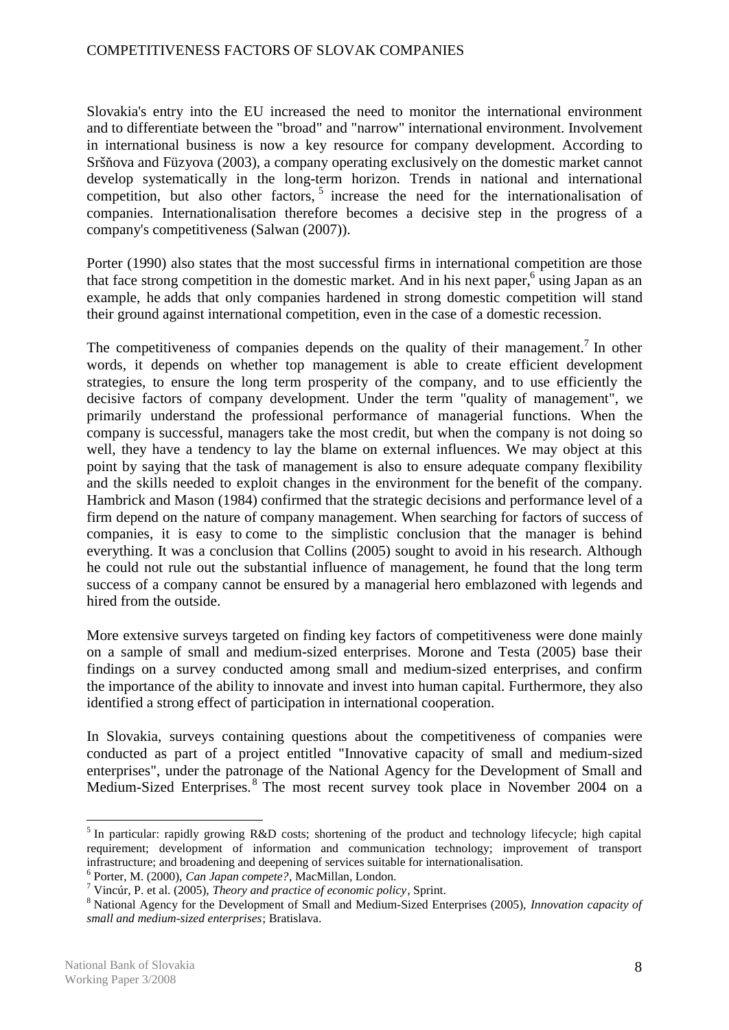Slovakia's entry into the EU increased the need to monitor the international environment and to differentiate between the "broad" and "narrow" international environment. Involvement in international business is now a key resource for company development. According to Sršňova and Füzyova (2003), a company operating exclusively on the domestic market cannot develop systematically in the long-term horizon. Trends in national and international competition, but also other factors,[5] increase the need for the internationalisation of companies. Internationalisation therefore becomes a decisive step in the progress of a company's competitiveness (Salwan (2007)).

Porter (1990) also states that the most successful firms in international competition are those that face strong competition in the domestic market. And in his next paper,[6] using Japan as an example, he adds that only companies hardened in strong domestic competition will stand their ground against international competition, even in the case of a domestic recession.

The competitiveness of companies depends on the quality of their management.[7] In other words, it depends on whether top management is able to create efficient development strategies, to ensure the long term prosperity of the company, and to use efficiently the decisive factors of company development. Under the term "quality of management", we primarily understand the professional performance of managerial functions. When the company is successful, managers take the most credit, but when the company is not doing so well, they have a tendency to lay the blame on external influences. We may object at this point by saying that the task of management is also to ensure adequate company flexibility and the skills needed to exploit changes in the environment for the benefit of the company. Hambrick and Mason (1984) confirmed that the strategic decisions and performance level of a firm depend on the nature of company management. When searching for factors of success of companies, it is easy to come to the simplistic conclusion that the manager is behind everything. It was a conclusion that Collins (2005) sought to avoid in his research. Although he could not rule out the substantial influence of management, he found that the long term success of a company cannot be ensured by a managerial hero emblazoned with legends and hired from the outside.

More extensive surveys targeted on finding key factors of competitiveness were done mainly on a sample of small and medium-sized enterprises. Morone and Testa (2005) base their findings on a survey conducted among small and medium-sized enterprises, and confirm the importance of the ability to innovate and invest into human capital. Furthermore, they also identified a strong effect of participation in international cooperation.

In Slovakia, surveys containing questions about the competitiveness of companies were conducted as part of a project entitled "Innovative capacity of small and medium-sized enterprises", under the patronage of the National Agency for the Development of Small and Medium-Sized Enterprises.[8] The most recent survey took place in November 2004 on a

---

[5] In particular: rapidly growing R&D costs; shortening of the product and technology lifecycle; high capital requirement; development of information and communication technology; improvement of transport infrastructure; and broadening and deepening of services suitable for internationalisation.

[6] Porter, M. (2000), *Can Japan compete?*, MacMillan, London.

[7] Vincúr, P. et al. (2005), *Theory and practice of economic policy*, Sprint.

[8] National Agency for the Development of Small and Medium-Sized Enterprises (2005), *Innovation capacity of small and medium-sized enterprises*; Bratislava.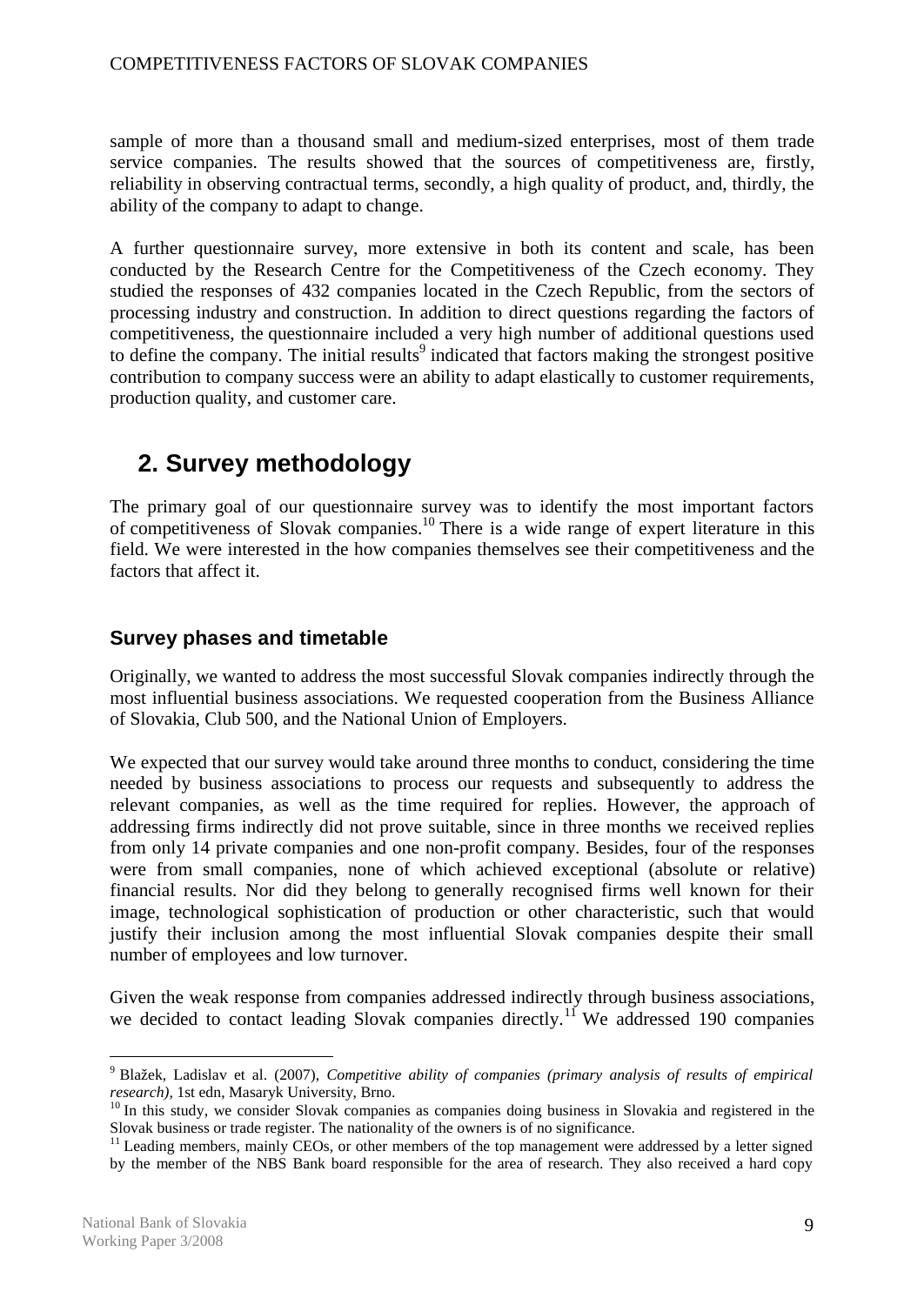sample of more than a thousand small and medium-sized enterprises, most of them trade service companies. The results showed that the sources of competitiveness are, firstly, reliability in observing contractual terms, secondly, a high quality of product, and, thirdly, the ability of the company to adapt to change.

A further questionnaire survey, more extensive in both its content and scale, has been conducted by the Research Centre for the Competitiveness of the Czech economy. They studied the responses of 432 companies located in the Czech Republic, from the sectors of processing industry and construction. In addition to direct questions regarding the factors of competitiveness, the questionnaire included a very high number of additional questions used to define the company. The initial results[9] indicated that factors making the strongest positive contribution to company success were an ability to adapt elastically to customer requirements, production quality, and customer care.

## 2. Survey methodology

The primary goal of our questionnaire survey was to identify the most important factors of competitiveness of Slovak companies.[10] There is a wide range of expert literature in this field. We were interested in the how companies themselves see their competitiveness and the factors that affect it.

### Survey phases and timetable

Originally, we wanted to address the most successful Slovak companies indirectly through the most influential business associations. We requested cooperation from the Business Alliance of Slovakia, Club 500, and the National Union of Employers.

We expected that our survey would take around three months to conduct, considering the time needed by business associations to process our requests and subsequently to address the relevant companies, as well as the time required for replies. However, the approach of addressing firms indirectly did not prove suitable, since in three months we received replies from only 14 private companies and one non-profit company. Besides, four of the responses were from small companies, none of which achieved exceptional (absolute or relative) financial results. Nor did they belong to generally recognised firms well known for their image, technological sophistication of production or other characteristic, such that would justify their inclusion among the most influential Slovak companies despite their small number of employees and low turnover.

Given the weak response from companies addressed indirectly through business associations, we decided to contact leading Slovak companies directly.[11] We addressed 190 companies

---

[9] Blažek, Ladislav et al. (2007), *Competitive ability of companies (primary analysis of results of empirical research)*, 1st edn, Masaryk University, Brno.

[10] In this study, we consider Slovak companies as companies doing business in Slovakia and registered in the Slovak business or trade register. The nationality of the owners is of no significance.

[11] Leading members, mainly CEOs, or other members of the top management were addressed by a letter signed by the member of the NBS Bank board responsible for the area of research. They also received a hard copy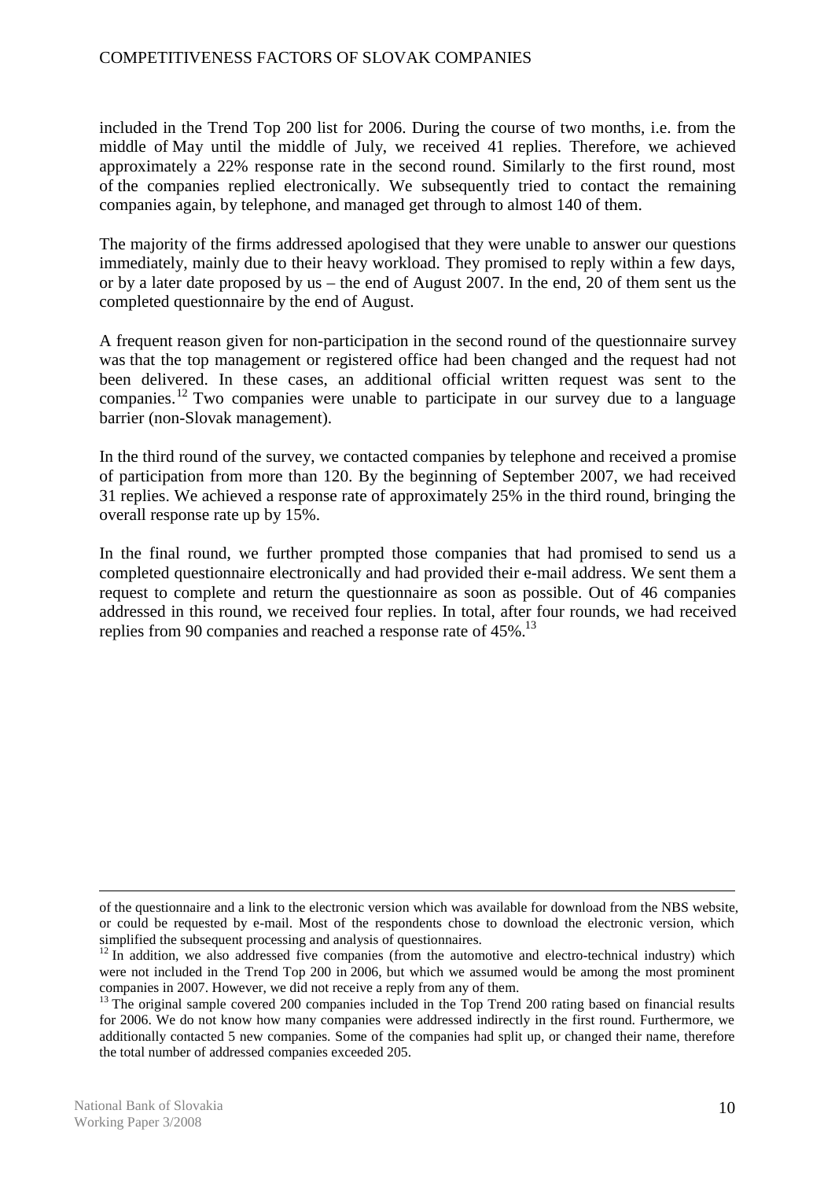included in the Trend Top 200 list for 2006. During the course of two months, i.e. from the middle of May until the middle of July, we received 41 replies. Therefore, we achieved approximately a 22% response rate in the second round. Similarly to the first round, most of the companies replied electronically. We subsequently tried to contact the remaining companies again, by telephone, and managed get through to almost 140 of them.

The majority of the firms addressed apologised that they were unable to answer our questions immediately, mainly due to their heavy workload. They promised to reply within a few days, or by a later date proposed by us – the end of August 2007. In the end, 20 of them sent us the completed questionnaire by the end of August.

A frequent reason given for non-participation in the second round of the questionnaire survey was that the top management or registered office had been changed and the request had not been delivered. In these cases, an additional official written request was sent to the companies.[12] Two companies were unable to participate in our survey due to a language barrier (non-Slovak management).

In the third round of the survey, we contacted companies by telephone and received a promise of participation from more than 120. By the beginning of September 2007, we had received 31 replies. We achieved a response rate of approximately 25% in the third round, bringing the overall response rate up by 15%.

In the final round, we further prompted those companies that had promised to send us a completed questionnaire electronically and had provided their e-mail address. We sent them a request to complete and return the questionnaire as soon as possible. Out of 46 companies addressed in this round, we received four replies. In total, after four rounds, we had received replies from 90 companies and reached a response rate of 45%.[13]

---

of the questionnaire and a link to the electronic version which was available for download from the NBS website, or could be requested by e-mail. Most of the respondents chose to download the electronic version, which simplified the subsequent processing and analysis of questionnaires.

[12] In addition, we also addressed five companies (from the automotive and electro-technical industry) which were not included in the Trend Top 200 in 2006, but which we assumed would be among the most prominent companies in 2007. However, we did not receive a reply from any of them.

[13] The original sample covered 200 companies included in the Top Trend 200 rating based on financial results for 2006. We do not know how many companies were addressed indirectly in the first round. Furthermore, we additionally contacted 5 new companies. Some of the companies had split up, or changed their name, therefore the total number of addressed companies exceeded 205.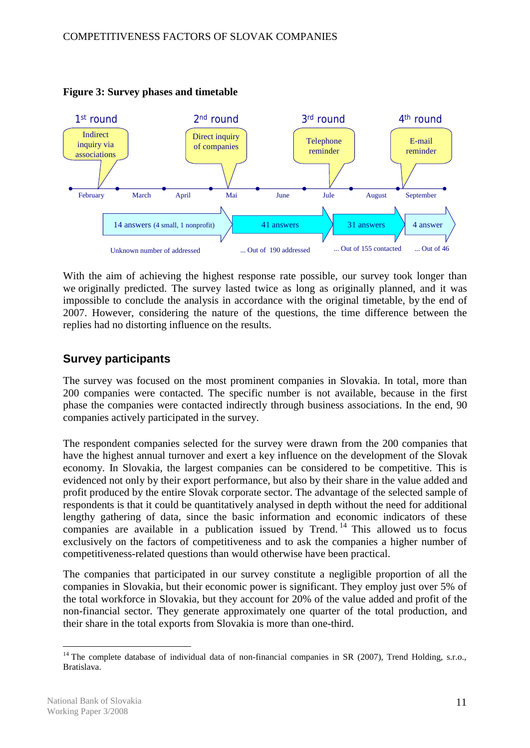**Figure 3: Survey phases and timetable**

| | 1st round | 2nd round | 3rd round | 4th round |
|---|---|---|---|---|
| Method | Indirect inquiry via associations | Direct inquiry of companies | Telephone reminder | E-mail reminder |
| Answers | 14 answers (4 small, 1 nonprofit) | 41 answers | 31 answers | 4 answer |
| Addressed | Unknown number of addressed | ... Out of 190 addressed | ... Out of 155 contacted | ... Out of 46 |

Timeline: February, March, April, Mai, June, Jule, August, September

With the aim of achieving the highest response rate possible, our survey took longer than we originally predicted. The survey lasted twice as long as originally planned, and it was impossible to conclude the analysis in accordance with the original timetable, by the end of 2007. However, considering the nature of the questions, the time difference between the replies had no distorting influence on the results.

## Survey participants

The survey was focused on the most prominent companies in Slovakia. In total, more than 200 companies were contacted. The specific number is not available, because in the first phase the companies were contacted indirectly through business associations. In the end, 90 companies actively participated in the survey.

The respondent companies selected for the survey were drawn from the 200 companies that have the highest annual turnover and exert a key influence on the development of the Slovak economy. In Slovakia, the largest companies can be considered to be competitive. This is evidenced not only by their export performance, but also by their share in the value added and profit produced by the entire Slovak corporate sector. The advantage of the selected sample of respondents is that it could be quantitatively analysed in depth without the need for additional lengthy gathering of data, since the basic information and economic indicators of these companies are available in a publication issued by Trend. [14] This allowed us to focus exclusively on the factors of competitiveness and to ask the companies a higher number of competitiveness-related questions than would otherwise have been practical.

The companies that participated in our survey constitute a negligible proportion of all the companies in Slovakia, but their economic power is significant. They employ just over 5% of the total workforce in Slovakia, but they account for 20% of the value added and profit of the non-financial sector. They generate approximately one quarter of the total production, and their share in the total exports from Slovakia is more than one-third.

[14] The complete database of individual data of non-financial companies in SR (2007), Trend Holding, s.r.o., Bratislava.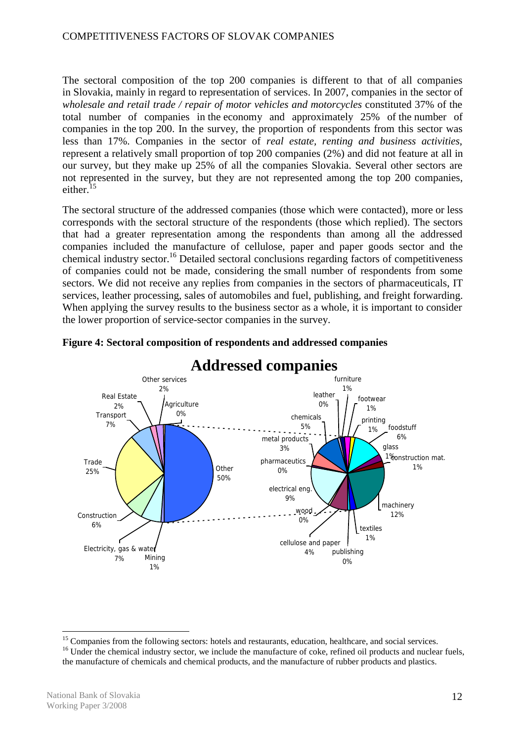The sectoral composition of the top 200 companies is different to that of all companies in Slovakia, mainly in regard to representation of services. In 2007, companies in the sector of *wholesale and retail trade / repair of motor vehicles and motorcycles* constituted 37% of the total number of companies in the economy and approximately 25% of the number of companies in the top 200. In the survey, the proportion of respondents from this sector was less than 17%. Companies in the sector of *real estate, renting and business activities*, represent a relatively small proportion of top 200 companies (2%) and did not feature at all in our survey, but they make up 25% of all the companies Slovakia. Several other sectors are not represented in the survey, but they are not represented among the top 200 companies, either.[15]

The sectoral structure of the addressed companies (those which were contacted), more or less corresponds with the sectoral structure of the respondents (those which replied). The sectors that had a greater representation among the respondents than among all the addressed companies included the manufacture of cellulose, paper and paper goods sector and the chemical industry sector.[16] Detailed sectoral conclusions regarding factors of competitiveness of companies could not be made, considering the small number of respondents from some sectors. We did not receive any replies from companies in the sectors of pharmaceuticals, IT services, leather processing, sales of automobiles and fuel, publishing, and freight forwarding. When applying the survey results to the business sector as a whole, it is important to consider the lower proportion of service-sector companies in the survey.

**Figure 4: Sectoral composition of respondents and addressed companies**

**Addressed companies**

| Sector | Share |
|---|---|
| Other | 50% |
| Trade | 25% |
| Transport | 7% |
| Electricity, gas & water | 7% |
| Construction | 6% |
| Real Estate | 2% |
| Other services | 2% |
| Mining | 1% |
| Agriculture | 0% |

| Other (breakdown) | Share |
|---|---|
| machinery | 12% |
| electrical eng. | 9% |
| foodstuff | 6% |
| chemicals | 5% |
| cellulose and paper | 4% |
| metal products | 3% |
| furniture | 1% |
| footwear | 1% |
| printing | 1% |
| glass | 1% |
| construction mat. | 1% |
| textiles | 1% |
| leather | 0% |
| pharmaceutics | 0% |
| wood | 0% |
| publishing | 0% |

---

[15] Companies from the following sectors: hotels and restaurants, education, healthcare, and social services.

[16] Under the chemical industry sector, we include the manufacture of coke, refined oil products and nuclear fuels, the manufacture of chemicals and chemical products, and the manufacture of rubber products and plastics.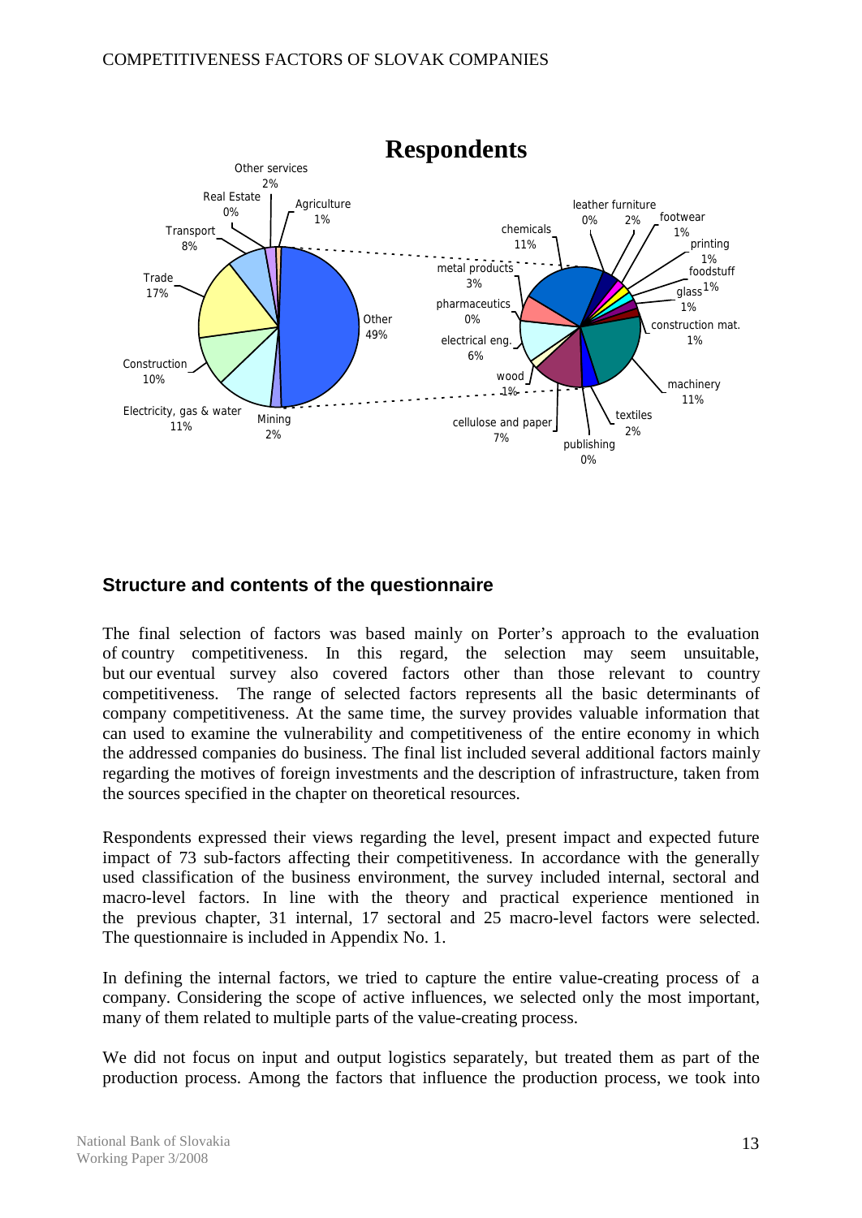## Structure and contents of the questionnaire

The final selection of factors was based mainly on Porter's approach to the evaluation of country competitiveness. In this regard, the selection may seem unsuitable, but our eventual survey also covered factors other than those relevant to country competitiveness. The range of selected factors represents all the basic determinants of company competitiveness. At the same time, the survey provides valuable information that can used to examine the vulnerability and competitiveness of the entire economy in which the addressed companies do business. The final list included several additional factors mainly regarding the motives of foreign investments and the description of infrastructure, taken from the sources specified in the chapter on theoretical resources.

Respondents expressed their views regarding the level, present impact and expected future impact of 73 sub-factors affecting their competitiveness. In accordance with the generally used classification of the business environment, the survey included internal, sectoral and macro-level factors. In line with the theory and practical experience mentioned in the previous chapter, 31 internal, 17 sectoral and 25 macro-level factors were selected. The questionnaire is included in Appendix No. 1.

In defining the internal factors, we tried to capture the entire value-creating process of a company. Considering the scope of active influences, we selected only the most important, many of them related to multiple parts of the value-creating process.

We did not focus on input and output logistics separately, but treated them as part of the production process. Among the factors that influence the production process, we took into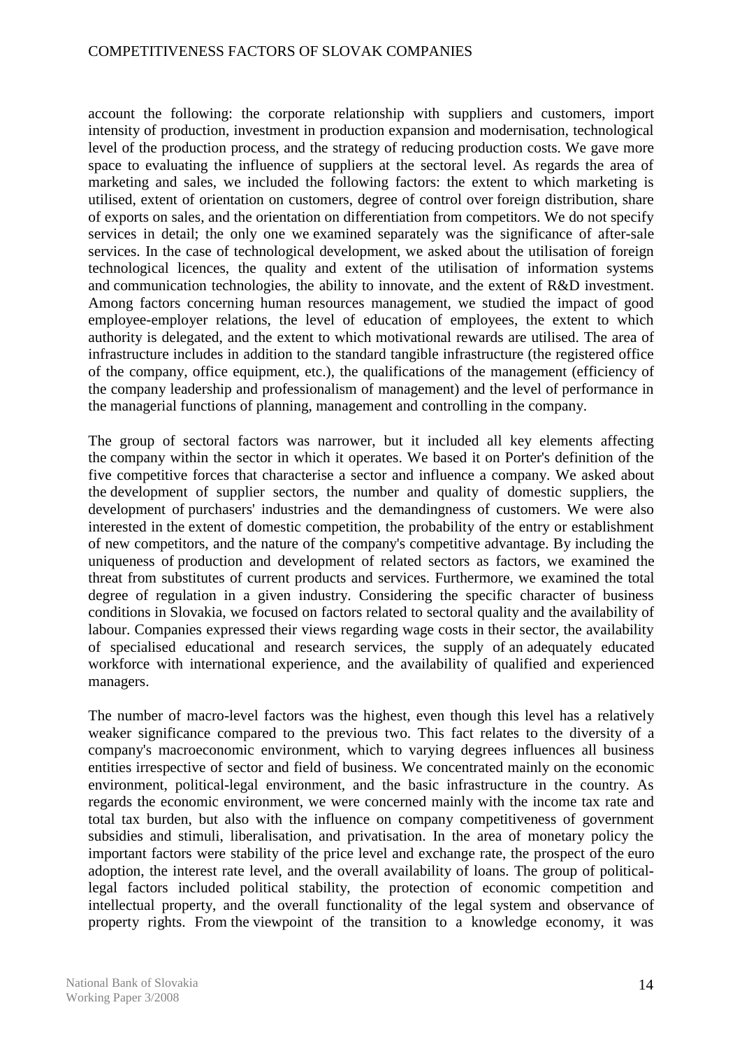account the following: the corporate relationship with suppliers and customers, import intensity of production, investment in production expansion and modernisation, technological level of the production process, and the strategy of reducing production costs. We gave more space to evaluating the influence of suppliers at the sectoral level. As regards the area of marketing and sales, we included the following factors: the extent to which marketing is utilised, extent of orientation on customers, degree of control over foreign distribution, share of exports on sales, and the orientation on differentiation from competitors. We do not specify services in detail; the only one we examined separately was the significance of after-sale services. In the case of technological development, we asked about the utilisation of foreign technological licences, the quality and extent of the utilisation of information systems and communication technologies, the ability to innovate, and the extent of R&D investment. Among factors concerning human resources management, we studied the impact of good employee-employer relations, the level of education of employees, the extent to which authority is delegated, and the extent to which motivational rewards are utilised. The area of infrastructure includes in addition to the standard tangible infrastructure (the registered office of the company, office equipment, etc.), the qualifications of the management (efficiency of the company leadership and professionalism of management) and the level of performance in the managerial functions of planning, management and controlling in the company.

The group of sectoral factors was narrower, but it included all key elements affecting the company within the sector in which it operates. We based it on Porter's definition of the five competitive forces that characterise a sector and influence a company. We asked about the development of supplier sectors, the number and quality of domestic suppliers, the development of purchasers' industries and the demandingness of customers. We were also interested in the extent of domestic competition, the probability of the entry or establishment of new competitors, and the nature of the company's competitive advantage. By including the uniqueness of production and development of related sectors as factors, we examined the threat from substitutes of current products and services. Furthermore, we examined the total degree of regulation in a given industry. Considering the specific character of business conditions in Slovakia, we focused on factors related to sectoral quality and the availability of labour. Companies expressed their views regarding wage costs in their sector, the availability of specialised educational and research services, the supply of an adequately educated workforce with international experience, and the availability of qualified and experienced managers.

The number of macro-level factors was the highest, even though this level has a relatively weaker significance compared to the previous two. This fact relates to the diversity of a company's macroeconomic environment, which to varying degrees influences all business entities irrespective of sector and field of business. We concentrated mainly on the economic environment, political-legal environment, and the basic infrastructure in the country. As regards the economic environment, we were concerned mainly with the income tax rate and total tax burden, but also with the influence on company competitiveness of government subsidies and stimuli, liberalisation, and privatisation. In the area of monetary policy the important factors were stability of the price level and exchange rate, the prospect of the euro adoption, the interest rate level, and the overall availability of loans. The group of political-legal factors included political stability, the protection of economic competition and intellectual property, and the overall functionality of the legal system and observance of property rights. From the viewpoint of the transition to a knowledge economy, it was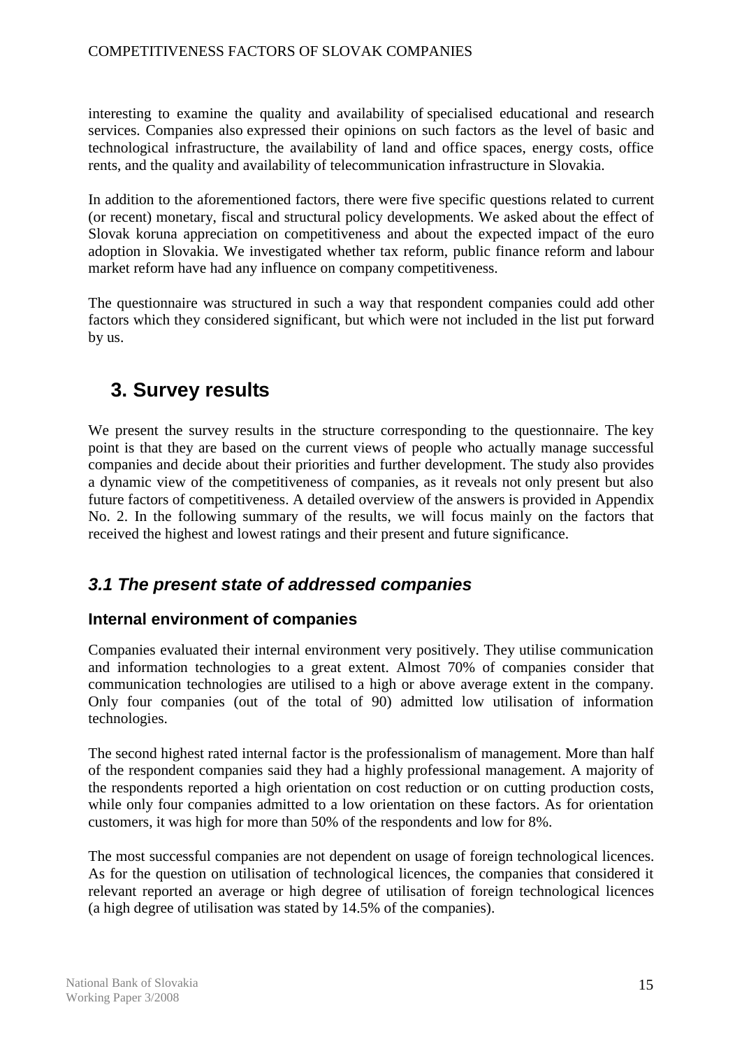interesting to examine the quality and availability of specialised educational and research services. Companies also expressed their opinions on such factors as the level of basic and technological infrastructure, the availability of land and office spaces, energy costs, office rents, and the quality and availability of telecommunication infrastructure in Slovakia.

In addition to the aforementioned factors, there were five specific questions related to current (or recent) monetary, fiscal and structural policy developments. We asked about the effect of Slovak koruna appreciation on competitiveness and about the expected impact of the euro adoption in Slovakia. We investigated whether tax reform, public finance reform and labour market reform have had any influence on company competitiveness.

The questionnaire was structured in such a way that respondent companies could add other factors which they considered significant, but which were not included in the list put forward by us.

# 3. Survey results

We present the survey results in the structure corresponding to the questionnaire. The key point is that they are based on the current views of people who actually manage successful companies and decide about their priorities and further development. The study also provides a dynamic view of the competitiveness of companies, as it reveals not only present but also future factors of competitiveness. A detailed overview of the answers is provided in Appendix No. 2. In the following summary of the results, we will focus mainly on the factors that received the highest and lowest ratings and their present and future significance.

## *3.1 The present state of addressed companies*

### Internal environment of companies

Companies evaluated their internal environment very positively. They utilise communication and information technologies to a great extent. Almost 70% of companies consider that communication technologies are utilised to a high or above average extent in the company. Only four companies (out of the total of 90) admitted low utilisation of information technologies.

The second highest rated internal factor is the professionalism of management. More than half of the respondent companies said they had a highly professional management. A majority of the respondents reported a high orientation on cost reduction or on cutting production costs, while only four companies admitted to a low orientation on these factors. As for orientation customers, it was high for more than 50% of the respondents and low for 8%.

The most successful companies are not dependent on usage of foreign technological licences. As for the question on utilisation of technological licences, the companies that considered it relevant reported an average or high degree of utilisation of foreign technological licences (a high degree of utilisation was stated by 14.5% of the companies).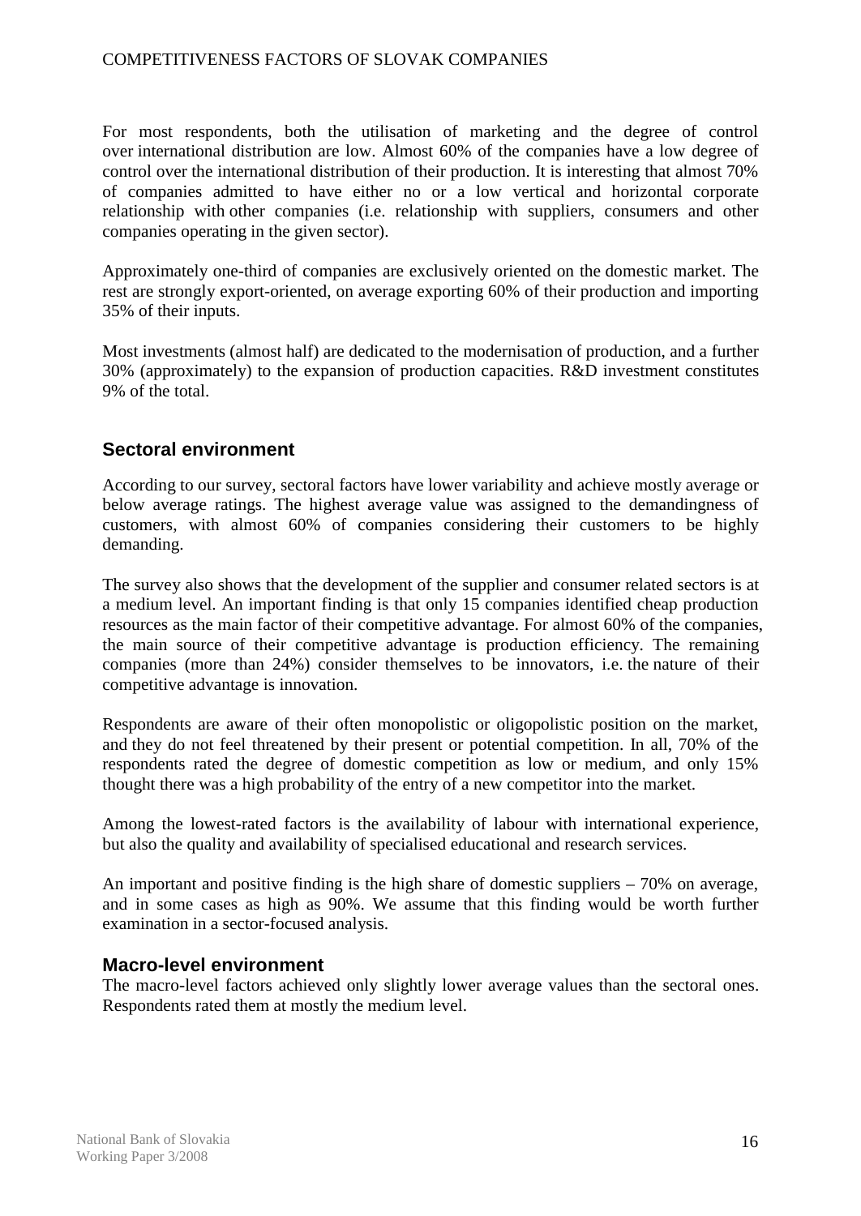For most respondents, both the utilisation of marketing and the degree of control over international distribution are low. Almost 60% of the companies have a low degree of control over the international distribution of their production. It is interesting that almost 70% of companies admitted to have either no or a low vertical and horizontal corporate relationship with other companies (i.e. relationship with suppliers, consumers and other companies operating in the given sector).

Approximately one-third of companies are exclusively oriented on the domestic market. The rest are strongly export-oriented, on average exporting 60% of their production and importing 35% of their inputs.

Most investments (almost half) are dedicated to the modernisation of production, and a further 30% (approximately) to the expansion of production capacities. R&D investment constitutes 9% of the total.

## Sectoral environment

According to our survey, sectoral factors have lower variability and achieve mostly average or below average ratings. The highest average value was assigned to the demandingness of customers, with almost 60% of companies considering their customers to be highly demanding.

The survey also shows that the development of the supplier and consumer related sectors is at a medium level. An important finding is that only 15 companies identified cheap production resources as the main factor of their competitive advantage. For almost 60% of the companies, the main source of their competitive advantage is production efficiency. The remaining companies (more than 24%) consider themselves to be innovators, i.e. the nature of their competitive advantage is innovation.

Respondents are aware of their often monopolistic or oligopolistic position on the market, and they do not feel threatened by their present or potential competition. In all, 70% of the respondents rated the degree of domestic competition as low or medium, and only 15% thought there was a high probability of the entry of a new competitor into the market.

Among the lowest-rated factors is the availability of labour with international experience, but also the quality and availability of specialised educational and research services.

An important and positive finding is the high share of domestic suppliers – 70% on average, and in some cases as high as 90%. We assume that this finding would be worth further examination in a sector-focused analysis.

## Macro-level environment

The macro-level factors achieved only slightly lower average values than the sectoral ones. Respondents rated them at mostly the medium level.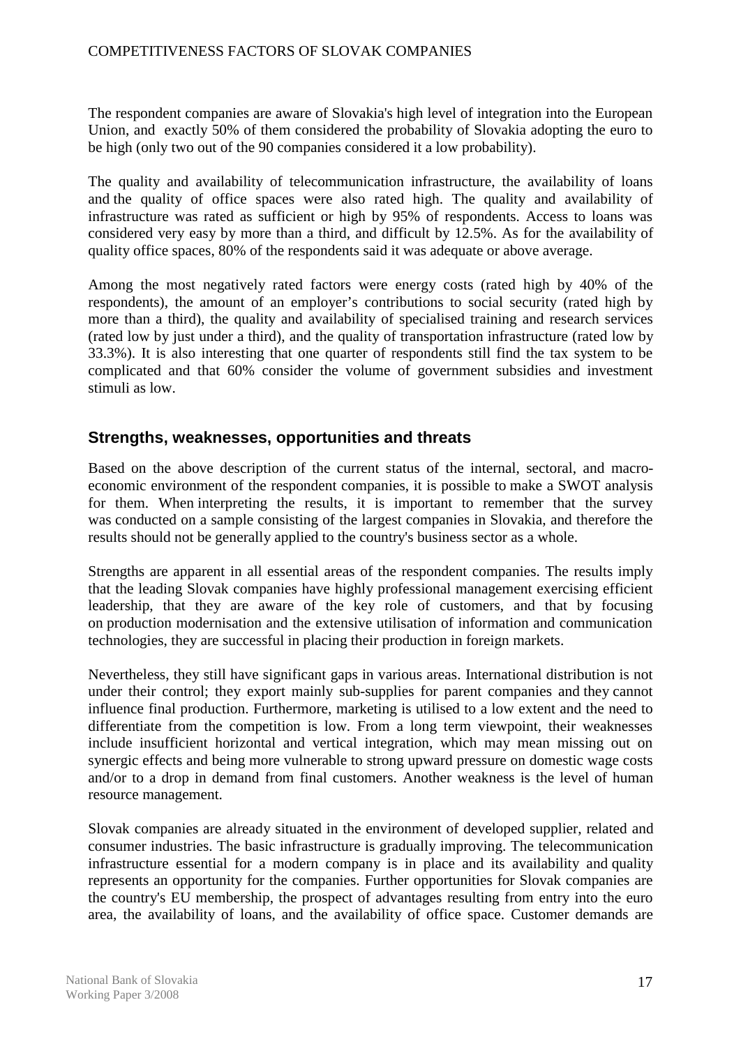The respondent companies are aware of Slovakia's high level of integration into the European Union, and exactly 50% of them considered the probability of Slovakia adopting the euro to be high (only two out of the 90 companies considered it a low probability).

The quality and availability of telecommunication infrastructure, the availability of loans and the quality of office spaces were also rated high. The quality and availability of infrastructure was rated as sufficient or high by 95% of respondents. Access to loans was considered very easy by more than a third, and difficult by 12.5%. As for the availability of quality office spaces, 80% of the respondents said it was adequate or above average.

Among the most negatively rated factors were energy costs (rated high by 40% of the respondents), the amount of an employer's contributions to social security (rated high by more than a third), the quality and availability of specialised training and research services (rated low by just under a third), and the quality of transportation infrastructure (rated low by 33.3%). It is also interesting that one quarter of respondents still find the tax system to be complicated and that 60% consider the volume of government subsidies and investment stimuli as low.

## Strengths, weaknesses, opportunities and threats

Based on the above description of the current status of the internal, sectoral, and macro-economic environment of the respondent companies, it is possible to make a SWOT analysis for them. When interpreting the results, it is important to remember that the survey was conducted on a sample consisting of the largest companies in Slovakia, and therefore the results should not be generally applied to the country's business sector as a whole.

Strengths are apparent in all essential areas of the respondent companies. The results imply that the leading Slovak companies have highly professional management exercising efficient leadership, that they are aware of the key role of customers, and that by focusing on production modernisation and the extensive utilisation of information and communication technologies, they are successful in placing their production in foreign markets.

Nevertheless, they still have significant gaps in various areas. International distribution is not under their control; they export mainly sub-supplies for parent companies and they cannot influence final production. Furthermore, marketing is utilised to a low extent and the need to differentiate from the competition is low. From a long term viewpoint, their weaknesses include insufficient horizontal and vertical integration, which may mean missing out on synergic effects and being more vulnerable to strong upward pressure on domestic wage costs and/or to a drop in demand from final customers. Another weakness is the level of human resource management.

Slovak companies are already situated in the environment of developed supplier, related and consumer industries. The basic infrastructure is gradually improving. The telecommunication infrastructure essential for a modern company is in place and its availability and quality represents an opportunity for the companies. Further opportunities for Slovak companies are the country's EU membership, the prospect of advantages resulting from entry into the euro area, the availability of loans, and the availability of office space. Customer demands are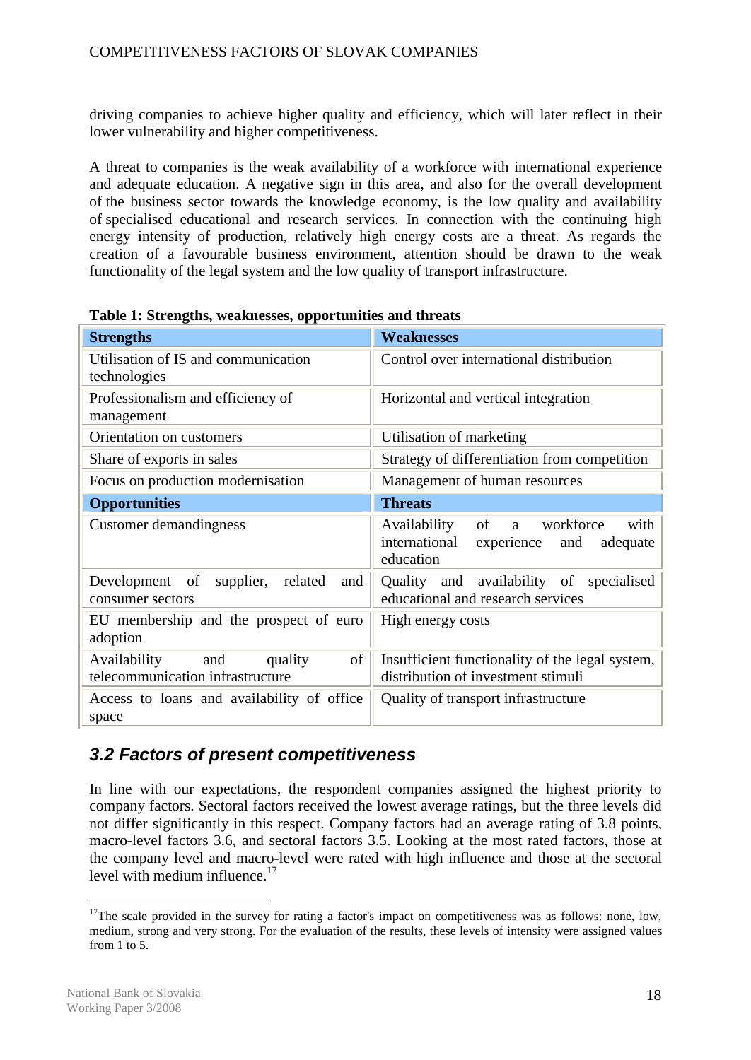driving companies to achieve higher quality and efficiency, which will later reflect in their lower vulnerability and higher competitiveness.

A threat to companies is the weak availability of a workforce with international experience and adequate education. A negative sign in this area, and also for the overall development of the business sector towards the knowledge economy, is the low quality and availability of specialised educational and research services. In connection with the continuing high energy intensity of production, relatively high energy costs are a threat. As regards the creation of a favourable business environment, attention should be drawn to the weak functionality of the legal system and the low quality of transport infrastructure.

**Table 1: Strengths, weaknesses, opportunities and threats**

| **Strengths** | **Weaknesses** |
|---|---|
| Utilisation of IS and communication technologies | Control over international distribution |
| Professionalism and efficiency of management | Horizontal and vertical integration |
| Orientation on customers | Utilisation of marketing |
| Share of exports in sales | Strategy of differentiation from competition |
| Focus on production modernisation | Management of human resources |
| **Opportunities** | **Threats** |
| Customer demandingness | Availability of a workforce with international experience and adequate education |
| Development of supplier, related and consumer sectors | Quality and availability of specialised educational and research services |
| EU membership and the prospect of euro adoption | High energy costs |
| Availability and quality of telecommunication infrastructure | Insufficient functionality of the legal system, distribution of investment stimuli |
| Access to loans and availability of office space | Quality of transport infrastructure |

## *3.2 Factors of present competitiveness*

In line with our expectations, the respondent companies assigned the highest priority to company factors. Sectoral factors received the lowest average ratings, but the three levels did not differ significantly in this respect. Company factors had an average rating of 3.8 points, macro-level factors 3.6, and sectoral factors 3.5. Looking at the most rated factors, those at the company level and macro-level were rated with high influence and those at the sectoral level with medium influence.[17]

[17] The scale provided in the survey for rating a factor's impact on competitiveness was as follows: none, low, medium, strong and very strong. For the evaluation of the results, these levels of intensity were assigned values from 1 to 5.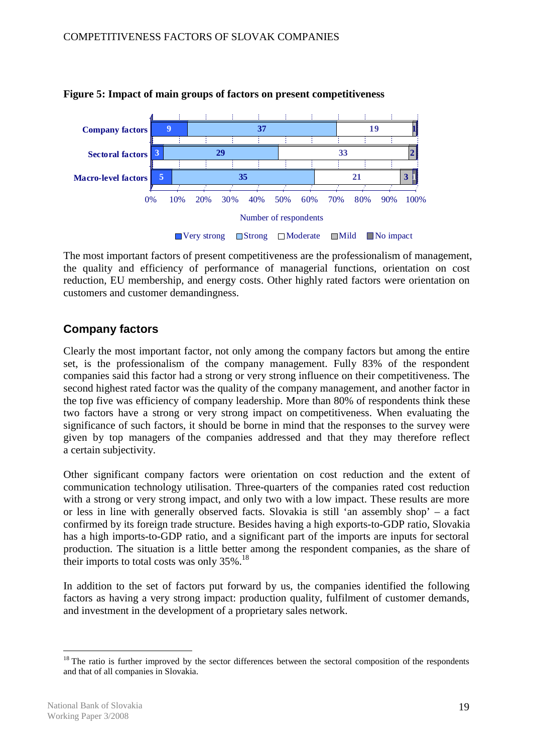**Figure 5: Impact of main groups of factors on present competitiveness**

| | Very strong | Strong | Moderate | Mild | No impact |
|---|---|---|---|---|---|
| Company factors | 9 | 37 | 19 | 1 | |
| Sectoral factors | 3 | 29 | 33 | 2 | |
| Macro-level factors | 5 | 35 | 21 | 3 | 1 |

Number of respondents

The most important factors of present competitiveness are the professionalism of management, the quality and efficiency of performance of managerial functions, orientation on cost reduction, EU membership, and energy costs. Other highly rated factors were orientation on customers and customer demandingness.

## Company factors

Clearly the most important factor, not only among the company factors but among the entire set, is the professionalism of the company management. Fully 83% of the respondent companies said this factor had a strong or very strong influence on their competitiveness. The second highest rated factor was the quality of the company management, and another factor in the top five was efficiency of company leadership. More than 80% of respondents think these two factors have a strong or very strong impact on competitiveness. When evaluating the significance of such factors, it should be borne in mind that the responses to the survey were given by top managers of the companies addressed and that they may therefore reflect a certain subjectivity.

Other significant company factors were orientation on cost reduction and the extent of communication technology utilisation. Three-quarters of the companies rated cost reduction with a strong or very strong impact, and only two with a low impact. These results are more or less in line with generally observed facts. Slovakia is still 'an assembly shop' – a fact confirmed by its foreign trade structure. Besides having a high exports-to-GDP ratio, Slovakia has a high imports-to-GDP ratio, and a significant part of the imports are inputs for sectoral production. The situation is a little better among the respondent companies, as the share of their imports to total costs was only 35%.[18]

In addition to the set of factors put forward by us, the companies identified the following factors as having a very strong impact: production quality, fulfilment of customer demands, and investment in the development of a proprietary sales network.

[18] The ratio is further improved by the sector differences between the sectoral composition of the respondents and that of all companies in Slovakia.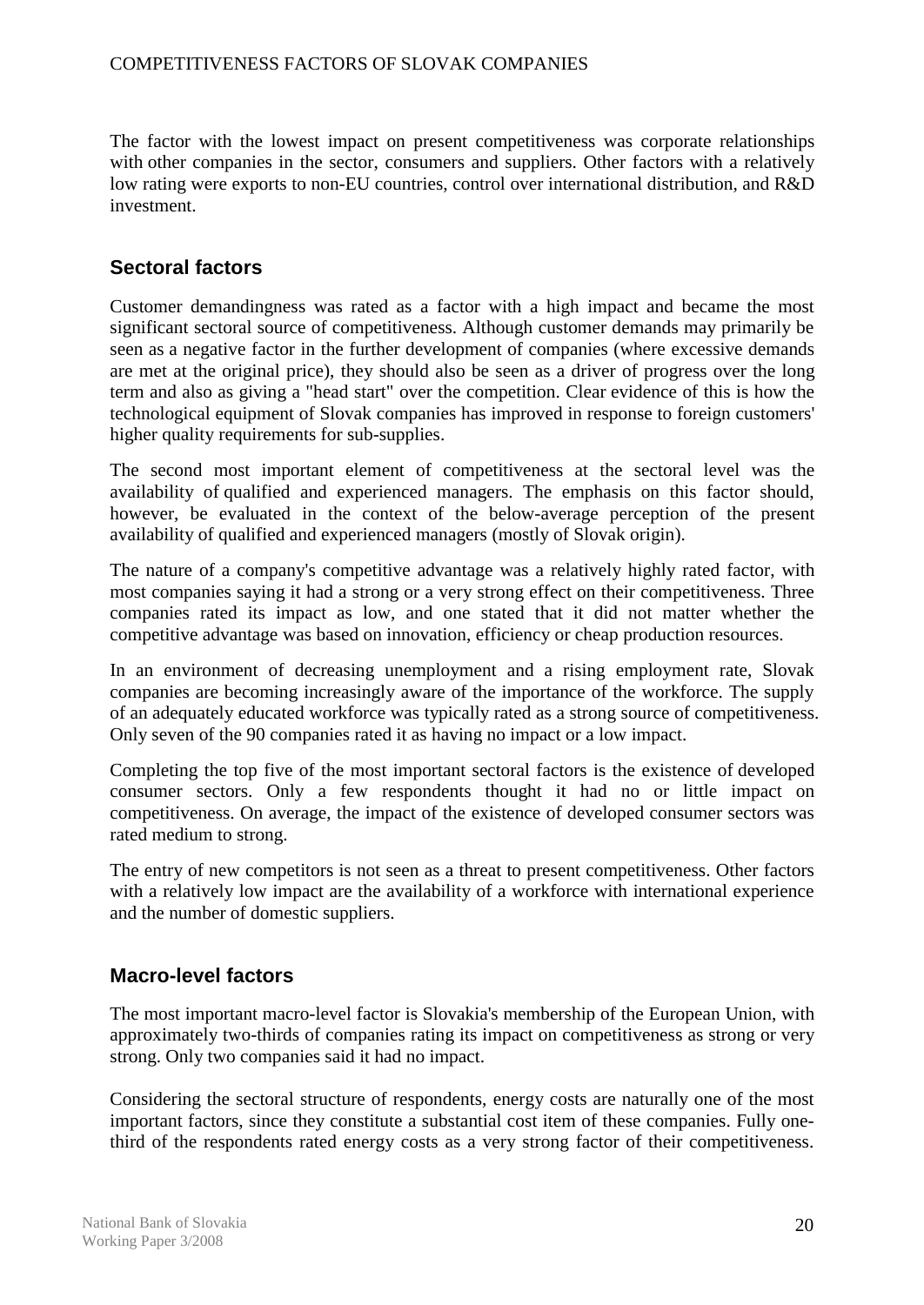The factor with the lowest impact on present competitiveness was corporate relationships with other companies in the sector, consumers and suppliers. Other factors with a relatively low rating were exports to non-EU countries, control over international distribution, and R&D investment.

## Sectoral factors

Customer demandingness was rated as a factor with a high impact and became the most significant sectoral source of competitiveness. Although customer demands may primarily be seen as a negative factor in the further development of companies (where excessive demands are met at the original price), they should also be seen as a driver of progress over the long term and also as giving a "head start" over the competition. Clear evidence of this is how the technological equipment of Slovak companies has improved in response to foreign customers' higher quality requirements for sub-supplies.

The second most important element of competitiveness at the sectoral level was the availability of qualified and experienced managers. The emphasis on this factor should, however, be evaluated in the context of the below-average perception of the present availability of qualified and experienced managers (mostly of Slovak origin).

The nature of a company's competitive advantage was a relatively highly rated factor, with most companies saying it had a strong or a very strong effect on their competitiveness. Three companies rated its impact as low, and one stated that it did not matter whether the competitive advantage was based on innovation, efficiency or cheap production resources.

In an environment of decreasing unemployment and a rising employment rate, Slovak companies are becoming increasingly aware of the importance of the workforce. The supply of an adequately educated workforce was typically rated as a strong source of competitiveness. Only seven of the 90 companies rated it as having no impact or a low impact.

Completing the top five of the most important sectoral factors is the existence of developed consumer sectors. Only a few respondents thought it had no or little impact on competitiveness. On average, the impact of the existence of developed consumer sectors was rated medium to strong.

The entry of new competitors is not seen as a threat to present competitiveness. Other factors with a relatively low impact are the availability of a workforce with international experience and the number of domestic suppliers.

## Macro-level factors

The most important macro-level factor is Slovakia's membership of the European Union, with approximately two-thirds of companies rating its impact on competitiveness as strong or very strong. Only two companies said it had no impact.

Considering the sectoral structure of respondents, energy costs are naturally one of the most important factors, since they constitute a substantial cost item of these companies. Fully one-third of the respondents rated energy costs as a very strong factor of their competitiveness.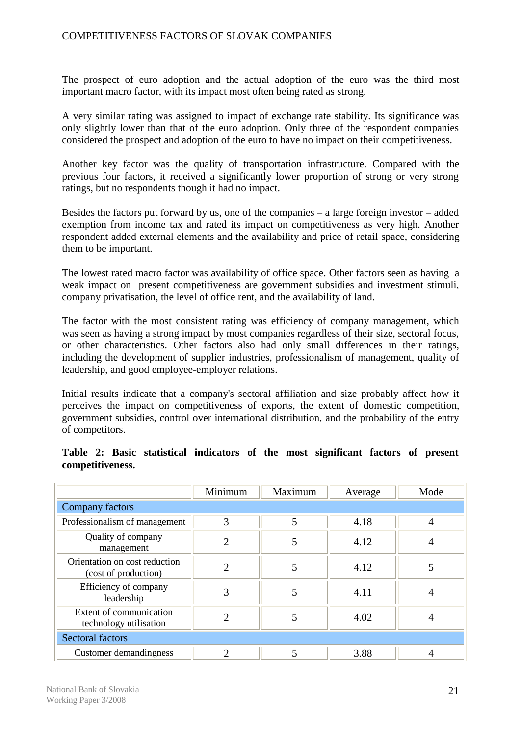The prospect of euro adoption and the actual adoption of the euro was the third most important macro factor, with its impact most often being rated as strong.

A very similar rating was assigned to impact of exchange rate stability. Its significance was only slightly lower than that of the euro adoption. Only three of the respondent companies considered the prospect and adoption of the euro to have no impact on their competitiveness.

Another key factor was the quality of transportation infrastructure. Compared with the previous four factors, it received a significantly lower proportion of strong or very strong ratings, but no respondents though it had no impact.

Besides the factors put forward by us, one of the companies – a large foreign investor – added exemption from income tax and rated its impact on competitiveness as very high. Another respondent added external elements and the availability and price of retail space, considering them to be important.

The lowest rated macro factor was availability of office space. Other factors seen as having a weak impact on present competitiveness are government subsidies and investment stimuli, company privatisation, the level of office rent, and the availability of land.

The factor with the most consistent rating was efficiency of company management, which was seen as having a strong impact by most companies regardless of their size, sectoral focus, or other characteristics. Other factors also had only small differences in their ratings, including the development of supplier industries, professionalism of management, quality of leadership, and good employee-employer relations.

Initial results indicate that a company's sectoral affiliation and size probably affect how it perceives the impact on competitiveness of exports, the extent of domestic competition, government subsidies, control over international distribution, and the probability of the entry of competitors.

**Table 2: Basic statistical indicators of the most significant factors of present competitiveness.**

| | Minimum | Maximum | Average | Mode |
|---|---|---|---|---|
| Company factors | | | | |
| Professionalism of management | 3 | 5 | 4.18 | 4 |
| Quality of company management | 2 | 5 | 4.12 | 4 |
| Orientation on cost reduction (cost of production) | 2 | 5 | 4.12 | 5 |
| Efficiency of company leadership | 3 | 5 | 4.11 | 4 |
| Extent of communication technology utilisation | 2 | 5 | 4.02 | 4 |
| Sectoral factors | | | | |
| Customer demandingness | 2 | 5 | 3.88 | 4 |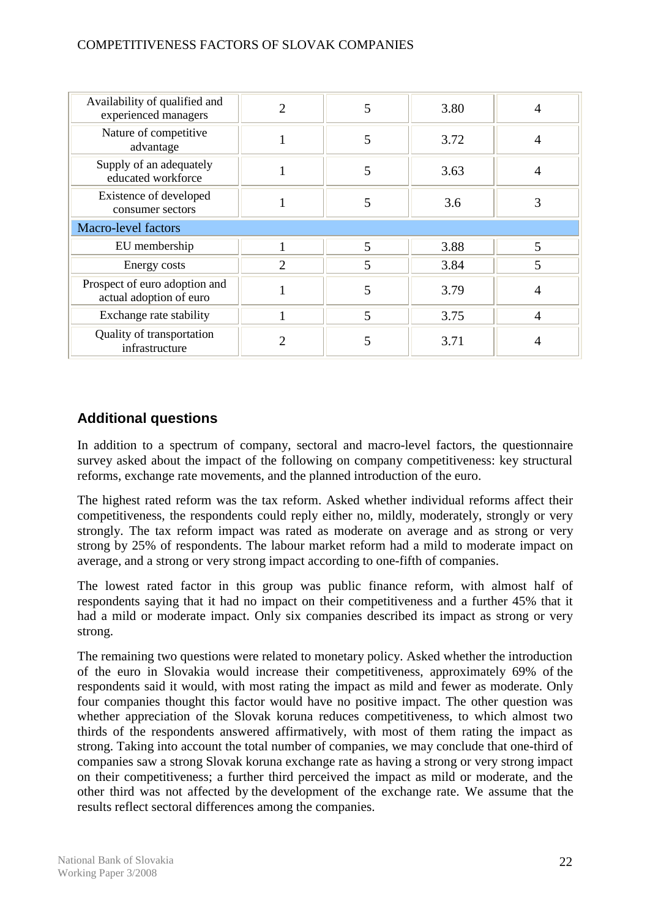| | | | | |
|---|---|---|---|---|
| Availability of qualified and experienced managers | 2 | 5 | 3.80 | 4 |
| Nature of competitive advantage | 1 | 5 | 3.72 | 4 |
| Supply of an adequately educated workforce | 1 | 5 | 3.63 | 4 |
| Existence of developed consumer sectors | 1 | 5 | 3.6 | 3 |
| Macro-level factors | | | | |
| EU membership | 1 | 5 | 3.88 | 5 |
| Energy costs | 2 | 5 | 3.84 | 5 |
| Prospect of euro adoption and actual adoption of euro | 1 | 5 | 3.79 | 4 |
| Exchange rate stability | 1 | 5 | 3.75 | 4 |
| Quality of transportation infrastructure | 2 | 5 | 3.71 | 4 |

## Additional questions

In addition to a spectrum of company, sectoral and macro-level factors, the questionnaire survey asked about the impact of the following on company competitiveness: key structural reforms, exchange rate movements, and the planned introduction of the euro.

The highest rated reform was the tax reform. Asked whether individual reforms affect their competitiveness, the respondents could reply either no, mildly, moderately, strongly or very strongly. The tax reform impact was rated as moderate on average and as strong or very strong by 25% of respondents. The labour market reform had a mild to moderate impact on average, and a strong or very strong impact according to one-fifth of companies.

The lowest rated factor in this group was public finance reform, with almost half of respondents saying that it had no impact on their competitiveness and a further 45% that it had a mild or moderate impact. Only six companies described its impact as strong or very strong.

The remaining two questions were related to monetary policy. Asked whether the introduction of the euro in Slovakia would increase their competitiveness, approximately 69% of the respondents said it would, with most rating the impact as mild and fewer as moderate. Only four companies thought this factor would have no positive impact. The other question was whether appreciation of the Slovak koruna reduces competitiveness, to which almost two thirds of the respondents answered affirmatively, with most of them rating the impact as strong. Taking into account the total number of companies, we may conclude that one-third of companies saw a strong Slovak koruna exchange rate as having a strong or very strong impact on their competitiveness; a further third perceived the impact as mild or moderate, and the other third was not affected by the development of the exchange rate. We assume that the results reflect sectoral differences among the companies.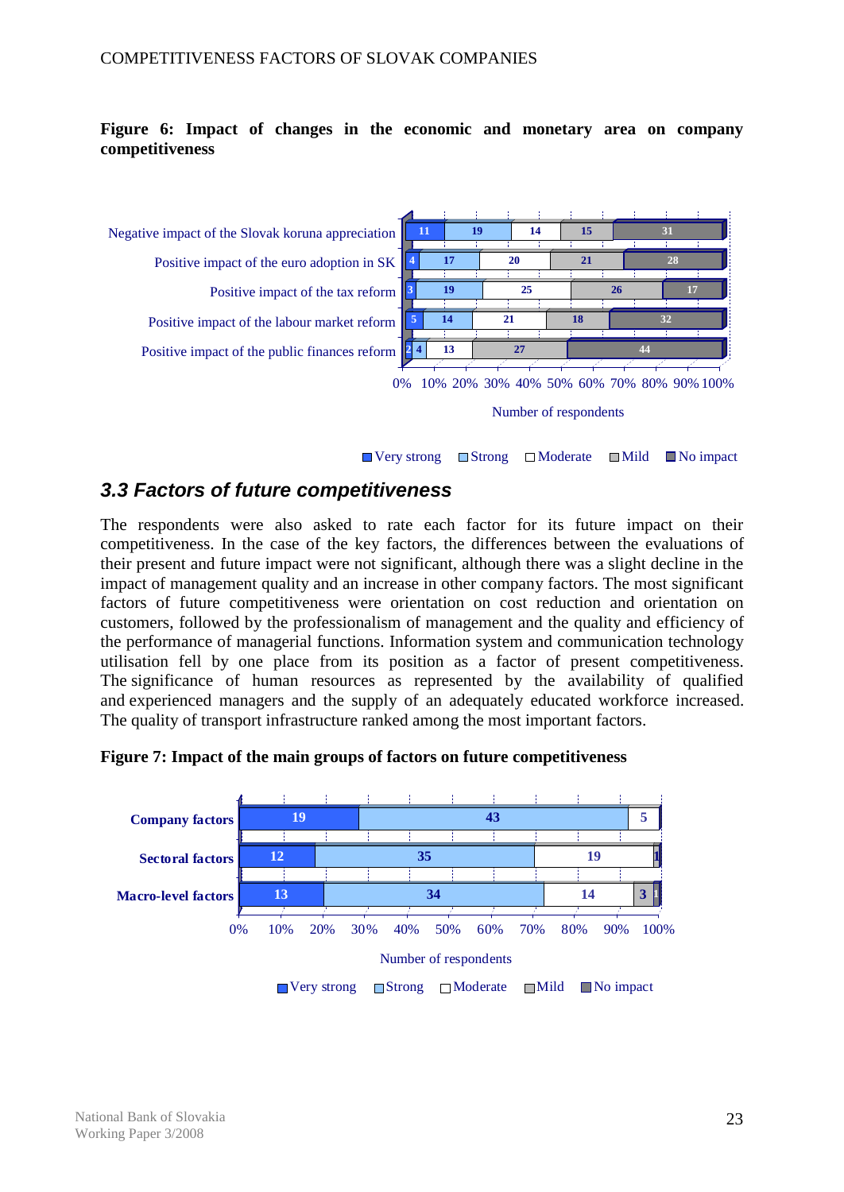**Figure 6: Impact of changes in the economic and monetary area on company competitiveness**

| | Very strong | Strong | Moderate | Mild | No impact |
|---|---|---|---|---|---|
| Negative impact of the Slovak koruna appreciation | 11 | 19 | 14 | 15 | 31 |
| Positive impact of the euro adoption in SK | 4 | 17 | 20 | 21 | 28 |
| Positive impact of the tax reform | 3 | 19 | 25 | 26 | 17 |
| Positive impact of the labour market reform | 5 | 14 | 21 | 18 | 32 |
| Positive impact of the public finances reform | 2 | 4 | 13 | 27 | 44 |

Number of respondents

## 3.3 Factors of future competitiveness

The respondents were also asked to rate each factor for its future impact on their competitiveness. In the case of the key factors, the differences between the evaluations of their present and future impact were not significant, although there was a slight decline in the impact of management quality and an increase in other company factors. The most significant factors of future competitiveness were orientation on cost reduction and orientation on customers, followed by the professionalism of management and the quality and efficiency of the performance of managerial functions. Information system and communication technology utilisation fell by one place from its position as a factor of present competitiveness. The significance of human resources as represented by the availability of qualified and experienced managers and the supply of an adequately educated workforce increased. The quality of transport infrastructure ranked among the most important factors.

**Figure 7: Impact of the main groups of factors on future competitiveness**

| | Very strong | Strong | Moderate | Mild | No impact |
|---|---|---|---|---|---|
| Company factors | 19 | 43 | 5 | | |
| Sectoral factors | 12 | 35 | 19 | | 1 |
| Macro-level factors | 13 | 34 | 14 | 3 | 1 |

Number of respondents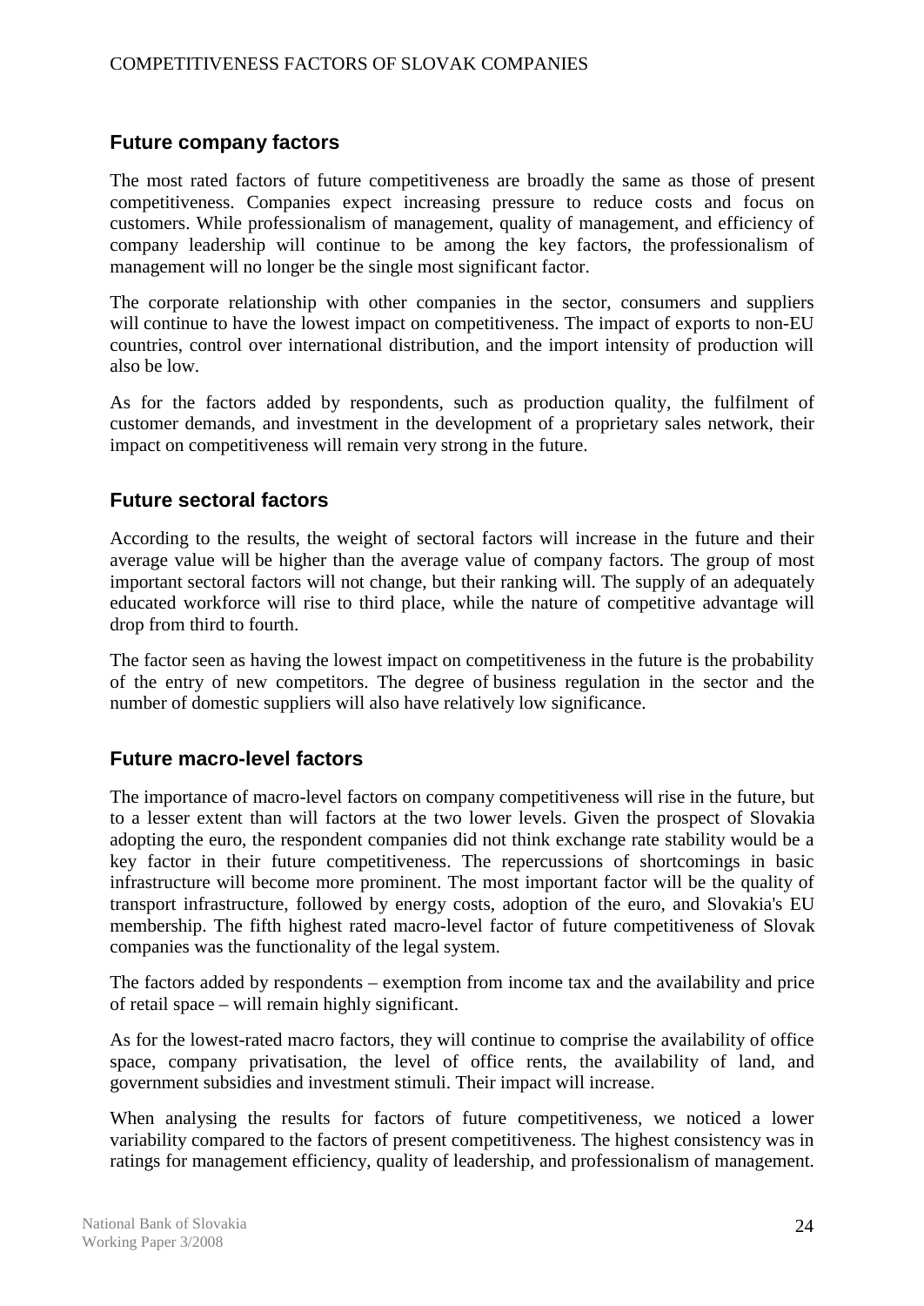## Future company factors

The most rated factors of future competitiveness are broadly the same as those of present competitiveness. Companies expect increasing pressure to reduce costs and focus on customers. While professionalism of management, quality of management, and efficiency of company leadership will continue to be among the key factors, the professionalism of management will no longer be the single most significant factor.

The corporate relationship with other companies in the sector, consumers and suppliers will continue to have the lowest impact on competitiveness. The impact of exports to non-EU countries, control over international distribution, and the import intensity of production will also be low.

As for the factors added by respondents, such as production quality, the fulfilment of customer demands, and investment in the development of a proprietary sales network, their impact on competitiveness will remain very strong in the future.

## Future sectoral factors

According to the results, the weight of sectoral factors will increase in the future and their average value will be higher than the average value of company factors. The group of most important sectoral factors will not change, but their ranking will. The supply of an adequately educated workforce will rise to third place, while the nature of competitive advantage will drop from third to fourth.

The factor seen as having the lowest impact on competitiveness in the future is the probability of the entry of new competitors. The degree of business regulation in the sector and the number of domestic suppliers will also have relatively low significance.

## Future macro-level factors

The importance of macro-level factors on company competitiveness will rise in the future, but to a lesser extent than will factors at the two lower levels. Given the prospect of Slovakia adopting the euro, the respondent companies did not think exchange rate stability would be a key factor in their future competitiveness. The repercussions of shortcomings in basic infrastructure will become more prominent. The most important factor will be the quality of transport infrastructure, followed by energy costs, adoption of the euro, and Slovakia's EU membership. The fifth highest rated macro-level factor of future competitiveness of Slovak companies was the functionality of the legal system.

The factors added by respondents – exemption from income tax and the availability and price of retail space – will remain highly significant.

As for the lowest-rated macro factors, they will continue to comprise the availability of office space, company privatisation, the level of office rents, the availability of land, and government subsidies and investment stimuli. Their impact will increase.

When analysing the results for factors of future competitiveness, we noticed a lower variability compared to the factors of present competitiveness. The highest consistency was in ratings for management efficiency, quality of leadership, and professionalism of management.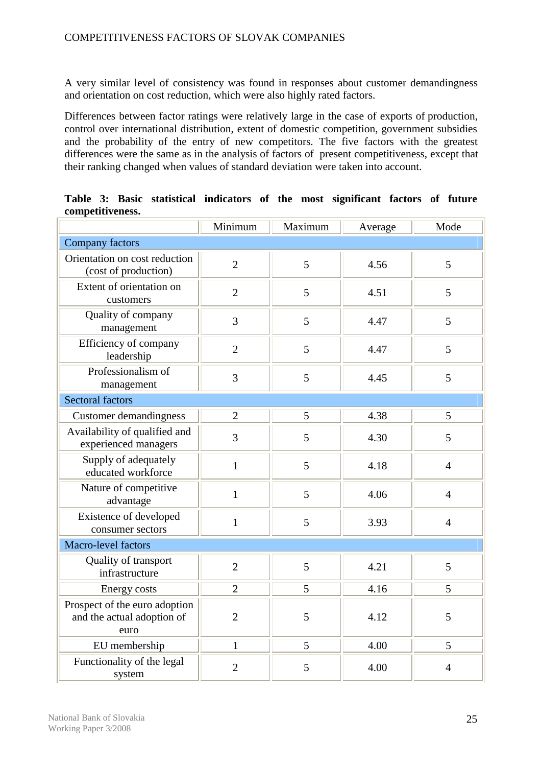A very similar level of consistency was found in responses about customer demandingness and orientation on cost reduction, which were also highly rated factors.

Differences between factor ratings were relatively large in the case of exports of production, control over international distribution, extent of domestic competition, government subsidies and the probability of the entry of new competitors. The five factors with the greatest differences were the same as in the analysis of factors of present competitiveness, except that their ranking changed when values of standard deviation were taken into account.

**Table 3: Basic statistical indicators of the most significant factors of future competitiveness.**

| | Minimum | Maximum | Average | Mode |
|---|---|---|---|---|
| Company factors | | | | |
| Orientation on cost reduction (cost of production) | 2 | 5 | 4.56 | 5 |
| Extent of orientation on customers | 2 | 5 | 4.51 | 5 |
| Quality of company management | 3 | 5 | 4.47 | 5 |
| Efficiency of company leadership | 2 | 5 | 4.47 | 5 |
| Professionalism of management | 3 | 5 | 4.45 | 5 |
| Sectoral factors | | | | |
| Customer demandingness | 2 | 5 | 4.38 | 5 |
| Availability of qualified and experienced managers | 3 | 5 | 4.30 | 5 |
| Supply of adequately educated workforce | 1 | 5 | 4.18 | 4 |
| Nature of competitive advantage | 1 | 5 | 4.06 | 4 |
| Existence of developed consumer sectors | 1 | 5 | 3.93 | 4 |
| Macro-level factors | | | | |
| Quality of transport infrastructure | 2 | 5 | 4.21 | 5 |
| Energy costs | 2 | 5 | 4.16 | 5 |
| Prospect of the euro adoption and the actual adoption of euro | 2 | 5 | 4.12 | 5 |
| EU membership | 1 | 5 | 4.00 | 5 |
| Functionality of the legal system | 2 | 5 | 4.00 | 4 |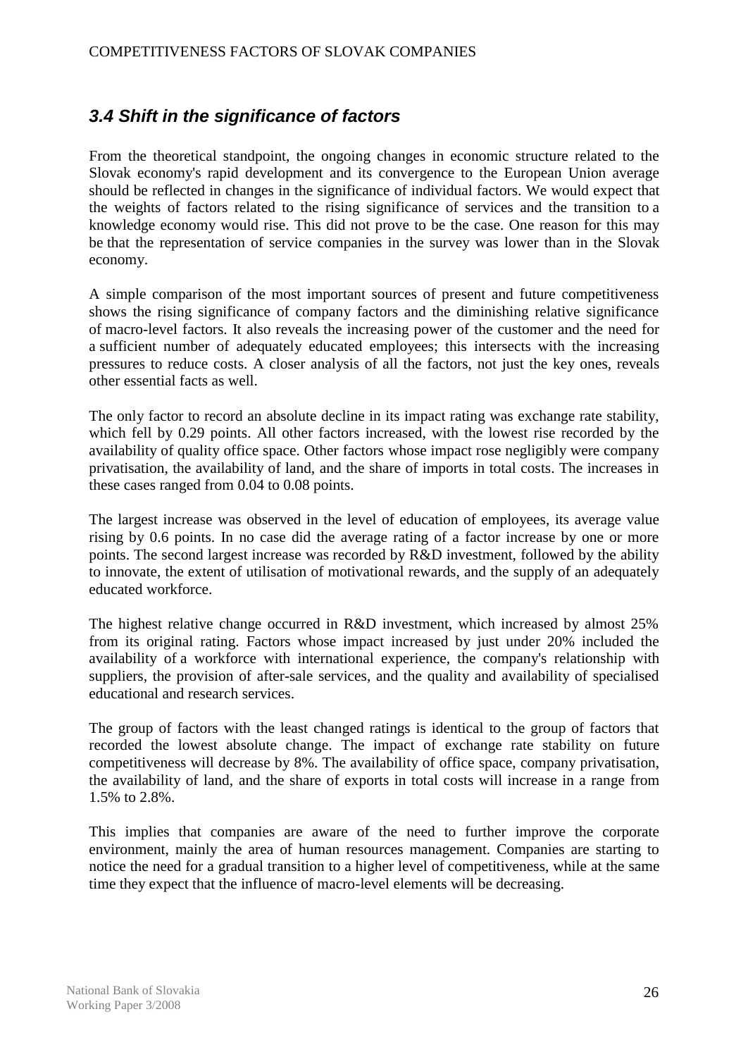### *3.4 Shift in the significance of factors*

From the theoretical standpoint, the ongoing changes in economic structure related to the Slovak economy's rapid development and its convergence to the European Union average should be reflected in changes in the significance of individual factors. We would expect that the weights of factors related to the rising significance of services and the transition to a knowledge economy would rise. This did not prove to be the case. One reason for this may be that the representation of service companies in the survey was lower than in the Slovak economy.

A simple comparison of the most important sources of present and future competitiveness shows the rising significance of company factors and the diminishing relative significance of macro-level factors. It also reveals the increasing power of the customer and the need for a sufficient number of adequately educated employees; this intersects with the increasing pressures to reduce costs. A closer analysis of all the factors, not just the key ones, reveals other essential facts as well.

The only factor to record an absolute decline in its impact rating was exchange rate stability, which fell by 0.29 points. All other factors increased, with the lowest rise recorded by the availability of quality office space. Other factors whose impact rose negligibly were company privatisation, the availability of land, and the share of imports in total costs. The increases in these cases ranged from 0.04 to 0.08 points.

The largest increase was observed in the level of education of employees, its average value rising by 0.6 points. In no case did the average rating of a factor increase by one or more points. The second largest increase was recorded by R&D investment, followed by the ability to innovate, the extent of utilisation of motivational rewards, and the supply of an adequately educated workforce.

The highest relative change occurred in R&D investment, which increased by almost 25% from its original rating. Factors whose impact increased by just under 20% included the availability of a workforce with international experience, the company's relationship with suppliers, the provision of after-sale services, and the quality and availability of specialised educational and research services.

The group of factors with the least changed ratings is identical to the group of factors that recorded the lowest absolute change. The impact of exchange rate stability on future competitiveness will decrease by 8%. The availability of office space, company privatisation, the availability of land, and the share of exports in total costs will increase in a range from 1.5% to 2.8%.

This implies that companies are aware of the need to further improve the corporate environment, mainly the area of human resources management. Companies are starting to notice the need for a gradual transition to a higher level of competitiveness, while at the same time they expect that the influence of macro-level elements will be decreasing.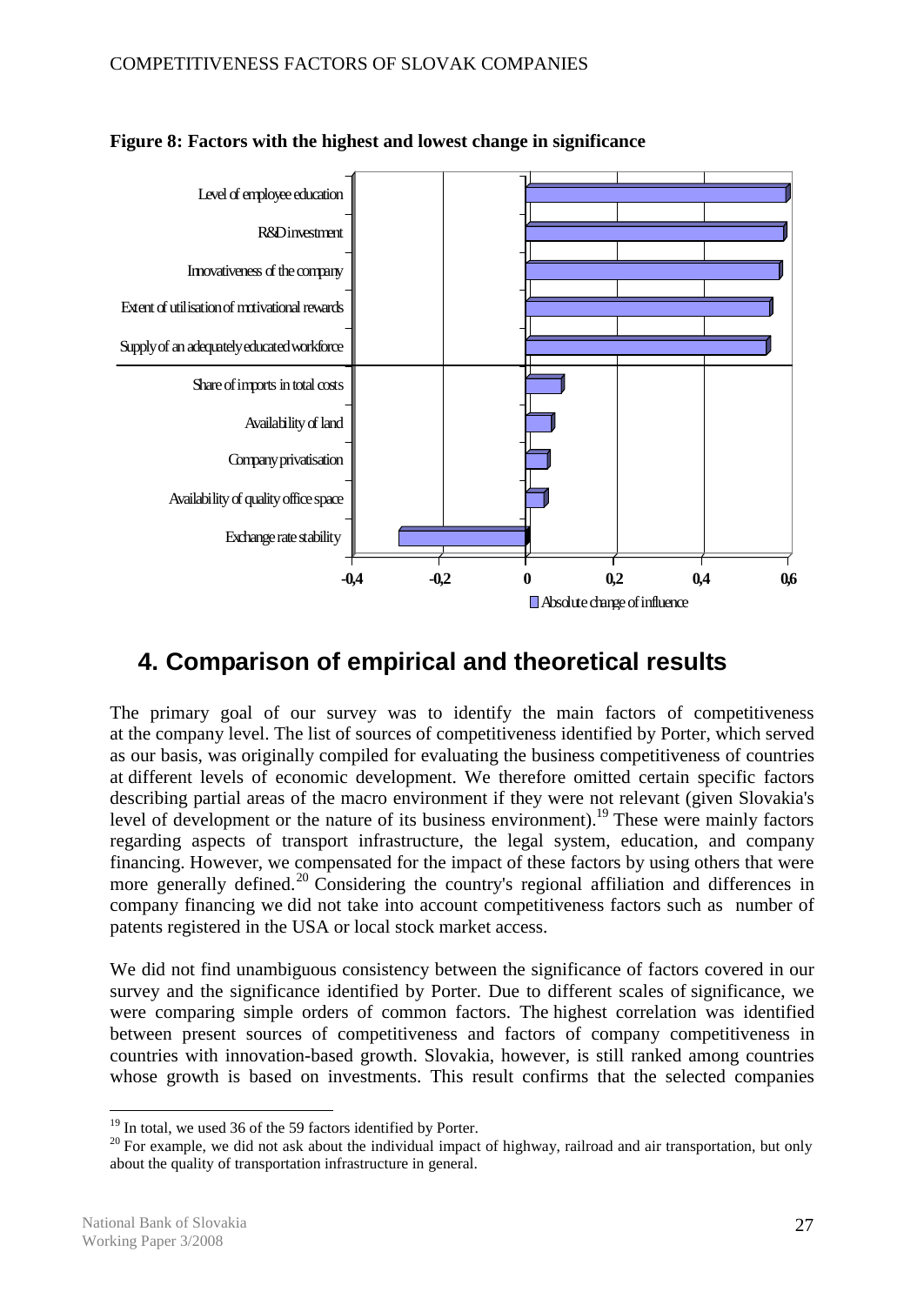**Figure 8: Factors with the highest and lowest change in significance**

| Factor | Absolute change of influence |
|---|---|
| Level of employee education | ~0.6 |
| R&D investment | ~0.59 |
| Innovativeness of the company | ~0.58 |
| Extent of utilisation of motivational rewards | ~0.56 |
| Supply of an adequately educated workforce | ~0.55 |
| Share of imports in total costs | ~0.08 |
| Availability of land | ~0.06 |
| Company privatisation | ~0.05 |
| Availability of quality office space | ~0.04 |
| Exchange rate stability | ~-0.29 |

## 4. Comparison of empirical and theoretical results

The primary goal of our survey was to identify the main factors of competitiveness at the company level. The list of sources of competitiveness identified by Porter, which served as our basis, was originally compiled for evaluating the business competitiveness of countries at different levels of economic development. We therefore omitted certain specific factors describing partial areas of the macro environment if they were not relevant (given Slovakia's level of development or the nature of its business environment).[19] These were mainly factors regarding aspects of transport infrastructure, the legal system, education, and company financing. However, we compensated for the impact of these factors by using others that were more generally defined.[20] Considering the country's regional affiliation and differences in company financing we did not take into account competitiveness factors such as number of patents registered in the USA or local stock market access.

We did not find unambiguous consistency between the significance of factors covered in our survey and the significance identified by Porter. Due to different scales of significance, we were comparing simple orders of common factors. The highest correlation was identified between present sources of competitiveness and factors of company competitiveness in countries with innovation-based growth. Slovakia, however, is still ranked among countries whose growth is based on investments. This result confirms that the selected companies

---

[19] In total, we used 36 of the 59 factors identified by Porter.

[20] For example, we did not ask about the individual impact of highway, railroad and air transportation, but only about the quality of transportation infrastructure in general.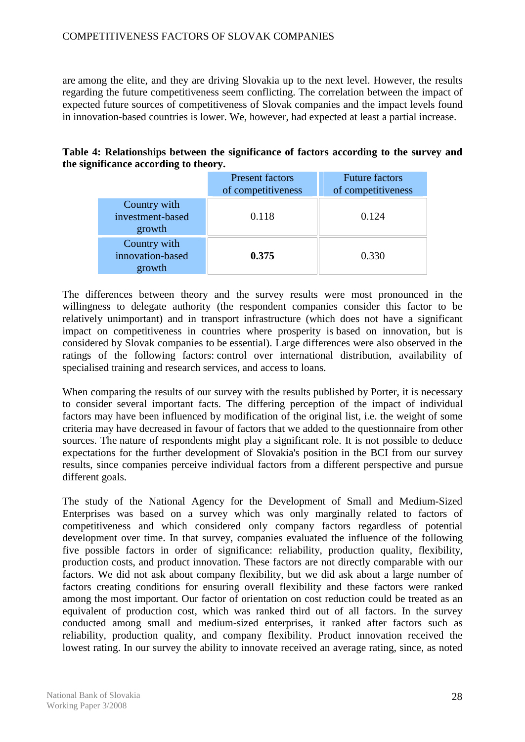are among the elite, and they are driving Slovakia up to the next level. However, the results regarding the future competitiveness seem conflicting. The correlation between the impact of expected future sources of competitiveness of Slovak companies and the impact levels found in innovation-based countries is lower. We, however, had expected at least a partial increase.

**Table 4: Relationships between the significance of factors according to the survey and the significance according to theory.**

| | Present factors of competitiveness | Future factors of competitiveness |
|---|---|---|
| Country with investment-based growth | 0.118 | 0.124 |
| Country with innovation-based growth | **0.375** | 0.330 |

The differences between theory and the survey results were most pronounced in the willingness to delegate authority (the respondent companies consider this factor to be relatively unimportant) and in transport infrastructure (which does not have a significant impact on competitiveness in countries where prosperity is based on innovation, but is considered by Slovak companies to be essential). Large differences were also observed in the ratings of the following factors: control over international distribution, availability of specialised training and research services, and access to loans.

When comparing the results of our survey with the results published by Porter, it is necessary to consider several important facts. The differing perception of the impact of individual factors may have been influenced by modification of the original list, i.e. the weight of some criteria may have decreased in favour of factors that we added to the questionnaire from other sources. The nature of respondents might play a significant role. It is not possible to deduce expectations for the further development of Slovakia's position in the BCI from our survey results, since companies perceive individual factors from a different perspective and pursue different goals.

The study of the National Agency for the Development of Small and Medium-Sized Enterprises was based on a survey which was only marginally related to factors of competitiveness and which considered only company factors regardless of potential development over time. In that survey, companies evaluated the influence of the following five possible factors in order of significance: reliability, production quality, flexibility, production costs, and product innovation. These factors are not directly comparable with our factors. We did not ask about company flexibility, but we did ask about a large number of factors creating conditions for ensuring overall flexibility and these factors were ranked among the most important. Our factor of orientation on cost reduction could be treated as an equivalent of production cost, which was ranked third out of all factors. In the survey conducted among small and medium-sized enterprises, it ranked after factors such as reliability, production quality, and company flexibility. Product innovation received the lowest rating. In our survey the ability to innovate received an average rating, since, as noted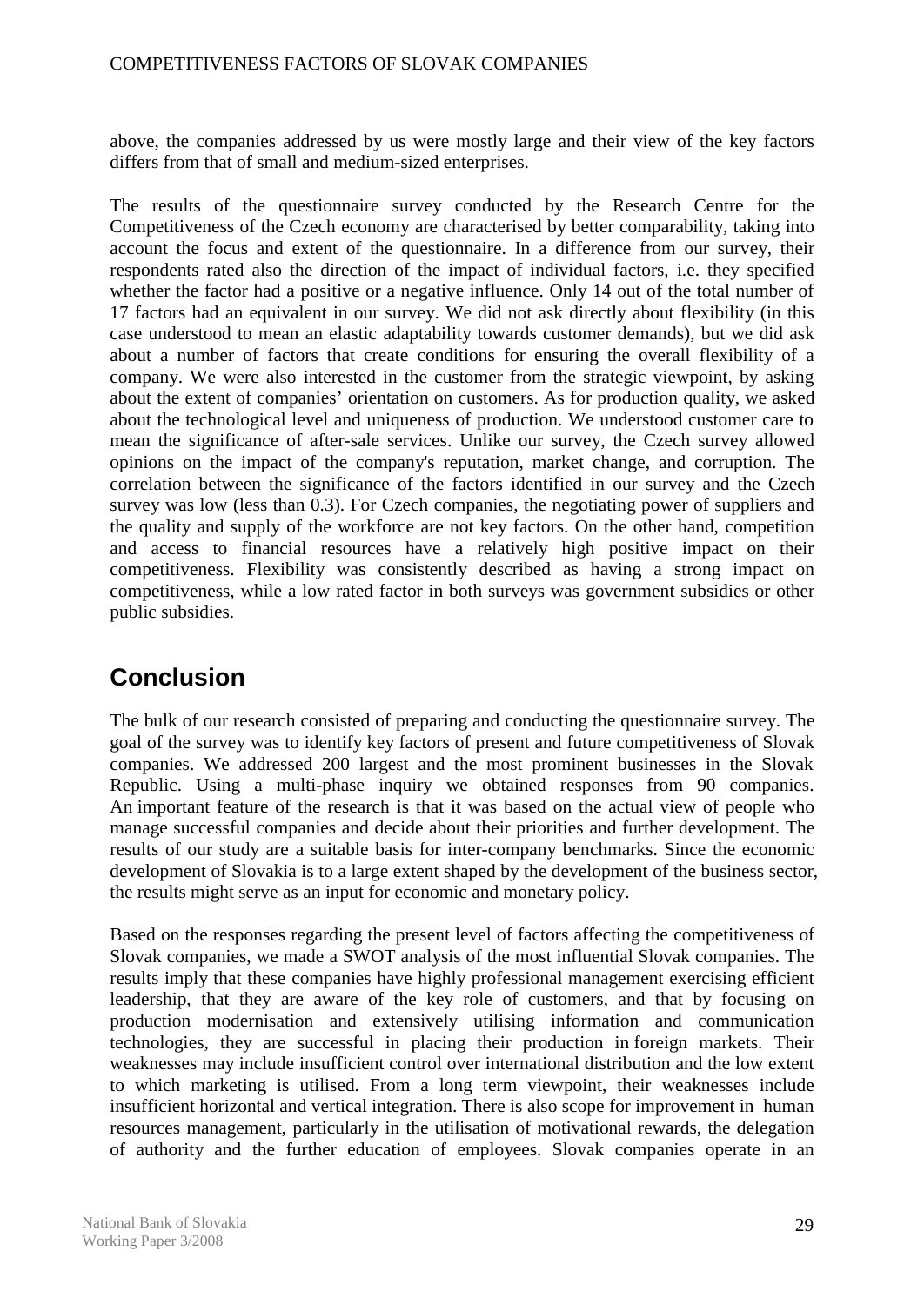above, the companies addressed by us were mostly large and their view of the key factors differs from that of small and medium-sized enterprises.

The results of the questionnaire survey conducted by the Research Centre for the Competitiveness of the Czech economy are characterised by better comparability, taking into account the focus and extent of the questionnaire. In a difference from our survey, their respondents rated also the direction of the impact of individual factors, i.e. they specified whether the factor had a positive or a negative influence. Only 14 out of the total number of 17 factors had an equivalent in our survey. We did not ask directly about flexibility (in this case understood to mean an elastic adaptability towards customer demands), but we did ask about a number of factors that create conditions for ensuring the overall flexibility of a company. We were also interested in the customer from the strategic viewpoint, by asking about the extent of companies' orientation on customers. As for production quality, we asked about the technological level and uniqueness of production. We understood customer care to mean the significance of after-sale services. Unlike our survey, the Czech survey allowed opinions on the impact of the company's reputation, market change, and corruption. The correlation between the significance of the factors identified in our survey and the Czech survey was low (less than 0.3). For Czech companies, the negotiating power of suppliers and the quality and supply of the workforce are not key factors. On the other hand, competition and access to financial resources have a relatively high positive impact on their competitiveness. Flexibility was consistently described as having a strong impact on competitiveness, while a low rated factor in both surveys was government subsidies or other public subsidies.

## Conclusion

The bulk of our research consisted of preparing and conducting the questionnaire survey. The goal of the survey was to identify key factors of present and future competitiveness of Slovak companies. We addressed 200 largest and the most prominent businesses in the Slovak Republic. Using a multi-phase inquiry we obtained responses from 90 companies. An important feature of the research is that it was based on the actual view of people who manage successful companies and decide about their priorities and further development. The results of our study are a suitable basis for inter-company benchmarks. Since the economic development of Slovakia is to a large extent shaped by the development of the business sector, the results might serve as an input for economic and monetary policy.

Based on the responses regarding the present level of factors affecting the competitiveness of Slovak companies, we made a SWOT analysis of the most influential Slovak companies. The results imply that these companies have highly professional management exercising efficient leadership, that they are aware of the key role of customers, and that by focusing on production modernisation and extensively utilising information and communication technologies, they are successful in placing their production in foreign markets. Their weaknesses may include insufficient control over international distribution and the low extent to which marketing is utilised. From a long term viewpoint, their weaknesses include insufficient horizontal and vertical integration. There is also scope for improvement in human resources management, particularly in the utilisation of motivational rewards, the delegation of authority and the further education of employees. Slovak companies operate in an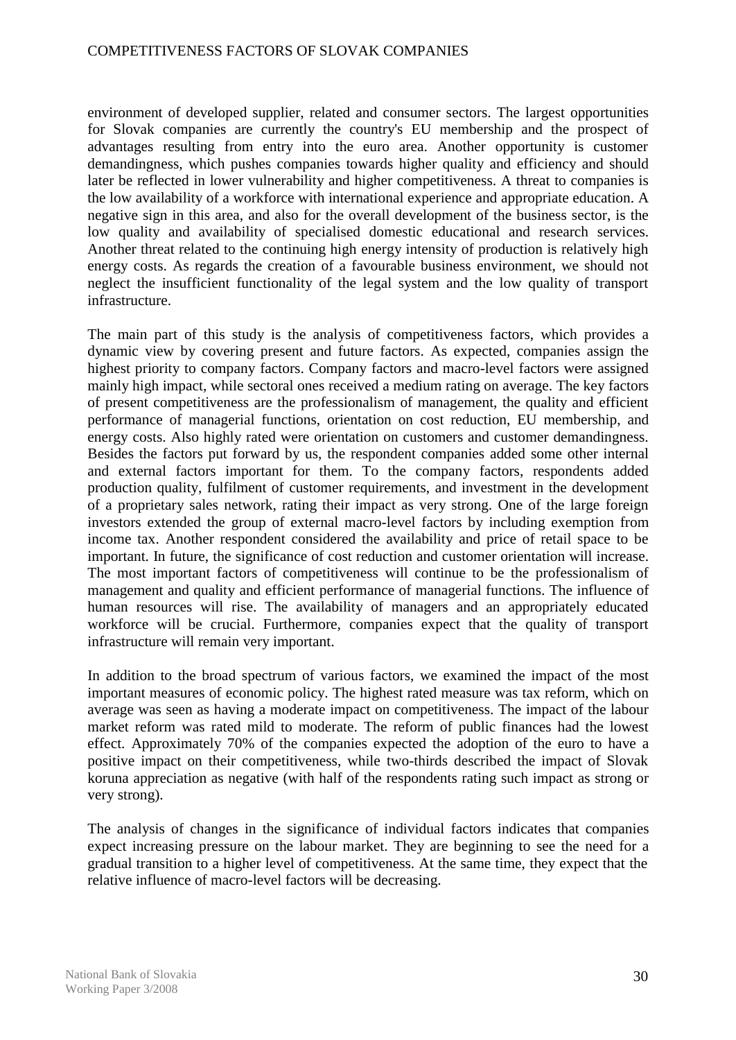environment of developed supplier, related and consumer sectors. The largest opportunities for Slovak companies are currently the country's EU membership and the prospect of advantages resulting from entry into the euro area. Another opportunity is customer demandingness, which pushes companies towards higher quality and efficiency and should later be reflected in lower vulnerability and higher competitiveness. A threat to companies is the low availability of a workforce with international experience and appropriate education. A negative sign in this area, and also for the overall development of the business sector, is the low quality and availability of specialised domestic educational and research services. Another threat related to the continuing high energy intensity of production is relatively high energy costs. As regards the creation of a favourable business environment, we should not neglect the insufficient functionality of the legal system and the low quality of transport infrastructure.

The main part of this study is the analysis of competitiveness factors, which provides a dynamic view by covering present and future factors. As expected, companies assign the highest priority to company factors. Company factors and macro-level factors were assigned mainly high impact, while sectoral ones received a medium rating on average. The key factors of present competitiveness are the professionalism of management, the quality and efficient performance of managerial functions, orientation on cost reduction, EU membership, and energy costs. Also highly rated were orientation on customers and customer demandingness. Besides the factors put forward by us, the respondent companies added some other internal and external factors important for them. To the company factors, respondents added production quality, fulfilment of customer requirements, and investment in the development of a proprietary sales network, rating their impact as very strong. One of the large foreign investors extended the group of external macro-level factors by including exemption from income tax. Another respondent considered the availability and price of retail space to be important. In future, the significance of cost reduction and customer orientation will increase. The most important factors of competitiveness will continue to be the professionalism of management and quality and efficient performance of managerial functions. The influence of human resources will rise. The availability of managers and an appropriately educated workforce will be crucial. Furthermore, companies expect that the quality of transport infrastructure will remain very important.

In addition to the broad spectrum of various factors, we examined the impact of the most important measures of economic policy. The highest rated measure was tax reform, which on average was seen as having a moderate impact on competitiveness. The impact of the labour market reform was rated mild to moderate. The reform of public finances had the lowest effect. Approximately 70% of the companies expected the adoption of the euro to have a positive impact on their competitiveness, while two-thirds described the impact of Slovak koruna appreciation as negative (with half of the respondents rating such impact as strong or very strong).

The analysis of changes in the significance of individual factors indicates that companies expect increasing pressure on the labour market. They are beginning to see the need for a gradual transition to a higher level of competitiveness. At the same time, they expect that the relative influence of macro-level factors will be decreasing.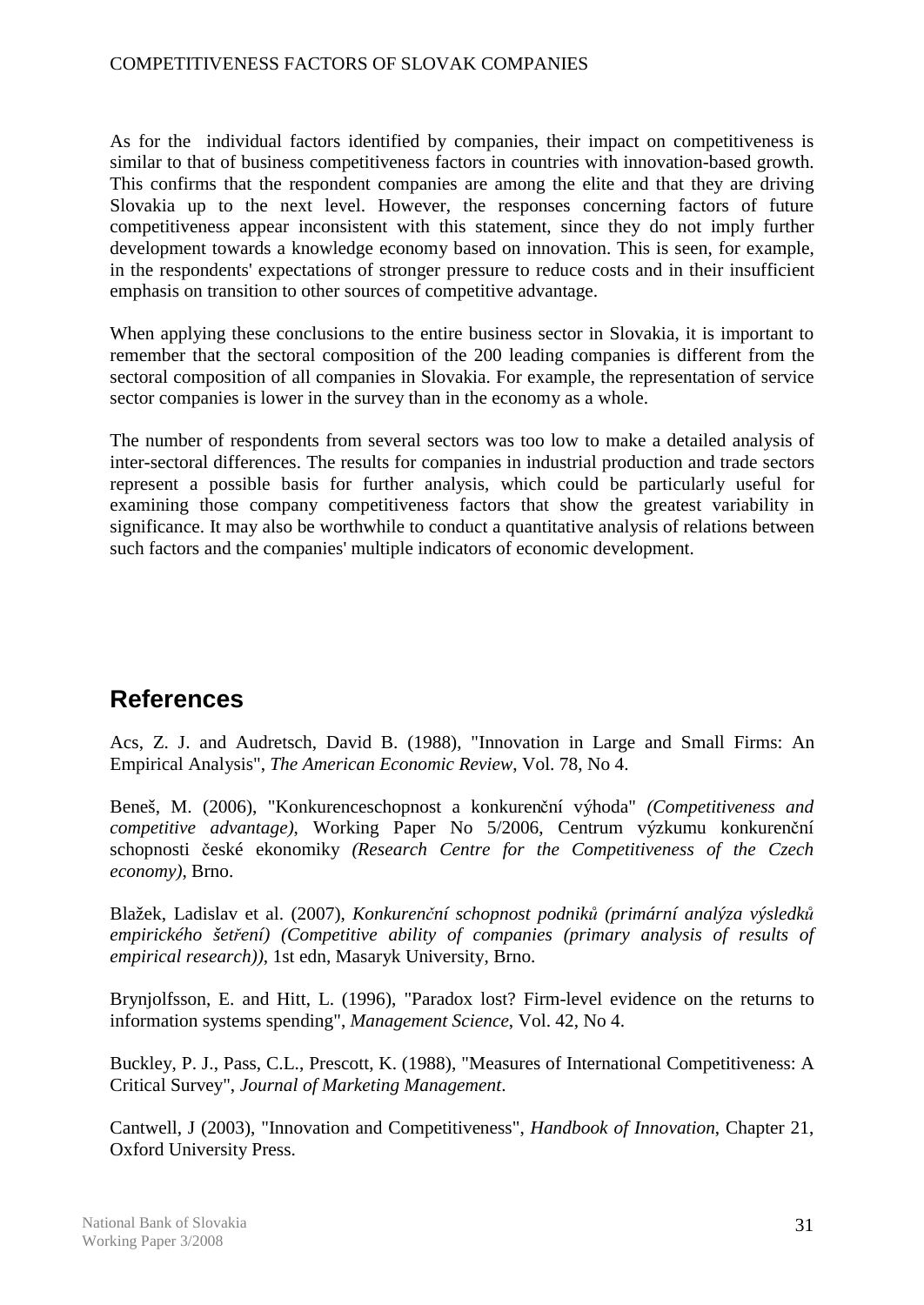As for the individual factors identified by companies, their impact on competitiveness is similar to that of business competitiveness factors in countries with innovation-based growth. This confirms that the respondent companies are among the elite and that they are driving Slovakia up to the next level. However, the responses concerning factors of future competitiveness appear inconsistent with this statement, since they do not imply further development towards a knowledge economy based on innovation. This is seen, for example, in the respondents' expectations of stronger pressure to reduce costs and in their insufficient emphasis on transition to other sources of competitive advantage.

When applying these conclusions to the entire business sector in Slovakia, it is important to remember that the sectoral composition of the 200 leading companies is different from the sectoral composition of all companies in Slovakia. For example, the representation of service sector companies is lower in the survey than in the economy as a whole.

The number of respondents from several sectors was too low to make a detailed analysis of inter-sectoral differences. The results for companies in industrial production and trade sectors represent a possible basis for further analysis, which could be particularly useful for examining those company competitiveness factors that show the greatest variability in significance. It may also be worthwhile to conduct a quantitative analysis of relations between such factors and the companies' multiple indicators of economic development.

## References

Acs, Z. J. and Audretsch, David B. (1988), "Innovation in Large and Small Firms: An Empirical Analysis", *The American Economic Review*, Vol. 78, No 4.

Beneš, M. (2006), "Konkurenceschopnost a konkurenční výhoda" *(Competitiveness and competitive advantage)*, Working Paper No 5/2006, Centrum výzkumu konkurenční schopnosti české ekonomiky *(Research Centre for the Competitiveness of the Czech economy)*, Brno.

Blažek, Ladislav et al. (2007), *Konkurenční schopnost podniků (primární analýza výsledků empirického šetření) (Competitive ability of companies (primary analysis of results of empirical research))*, 1st edn, Masaryk University, Brno.

Brynjolfsson, E. and Hitt, L. (1996), "Paradox lost? Firm-level evidence on the returns to information systems spending", *Management Science*, Vol. 42, No 4.

Buckley, P. J., Pass, C.L., Prescott, K. (1988), "Measures of International Competitiveness: A Critical Survey", *Journal of Marketing Management*.

Cantwell, J (2003), "Innovation and Competitiveness", *Handbook of Innovation*, Chapter 21, Oxford University Press.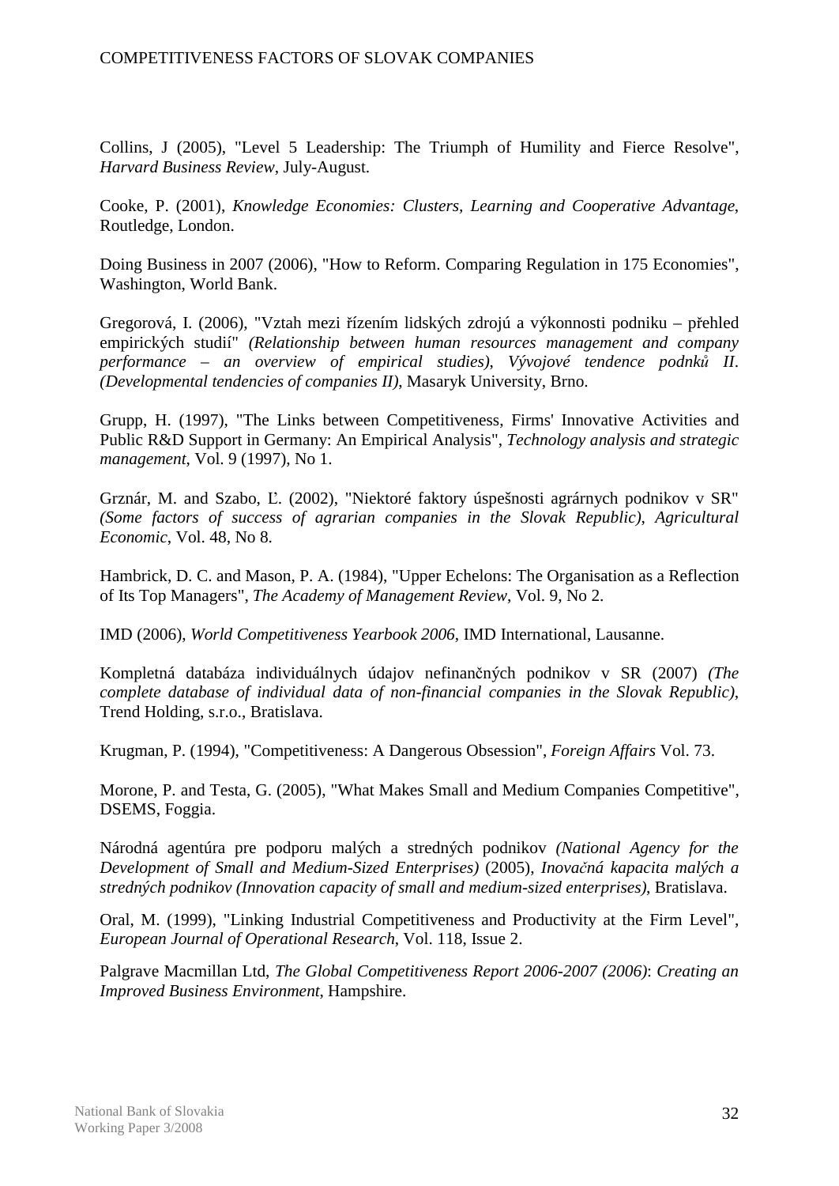Collins, J (2005), "Level 5 Leadership: The Triumph of Humility and Fierce Resolve", *Harvard Business Review*, July-August.

Cooke, P. (2001), *Knowledge Economies: Clusters, Learning and Cooperative Advantage*, Routledge, London.

Doing Business in 2007 (2006), "How to Reform. Comparing Regulation in 175 Economies", Washington, World Bank.

Gregorová, I. (2006), "Vztah mezi řízením lidských zdrojú a výkonnosti podniku – přehled empirických studií" *(Relationship between human resources management and company performance – an overview of empirical studies)*, *Vývojové tendence podnků II*. *(Developmental tendencies of companies II)*, Masaryk University, Brno.

Grupp, H. (1997), "The Links between Competitiveness, Firms' Innovative Activities and Public R&D Support in Germany: An Empirical Analysis", *Technology analysis and strategic management*, Vol. 9 (1997), No 1.

Grznár, M. and Szabo, Ľ. (2002), "Niektoré faktory úspešnosti agrárnych podnikov v SR" *(Some factors of success of agrarian companies in the Slovak Republic)*, *Agricultural Economic*, Vol. 48, No 8.

Hambrick, D. C. and Mason, P. A. (1984), "Upper Echelons: The Organisation as a Reflection of Its Top Managers", *The Academy of Management Review*, Vol. 9, No 2.

IMD (2006), *World Competitiveness Yearbook 2006*, IMD International, Lausanne.

Kompletná databáza individuálnych údajov nefinančných podnikov v SR (2007) *(The complete database of individual data of non-financial companies in the Slovak Republic)*, Trend Holding, s.r.o., Bratislava.

Krugman, P. (1994), "Competitiveness: A Dangerous Obsession", *Foreign Affairs* Vol. 73.

Morone, P. and Testa, G. (2005), "What Makes Small and Medium Companies Competitive", DSEMS, Foggia.

Národná agentúra pre podporu malých a stredných podnikov *(National Agency for the Development of Small and Medium-Sized Enterprises)* (2005), *Inovačná kapacita malých a stredných podnikov (Innovation capacity of small and medium-sized enterprises)*, Bratislava.

Oral, M. (1999), "Linking Industrial Competitiveness and Productivity at the Firm Level", *European Journal of Operational Research*, Vol. 118, Issue 2.

Palgrave Macmillan Ltd, *The Global Competitiveness Report 2006-2007 (2006)*: *Creating an Improved Business Environment*, Hampshire.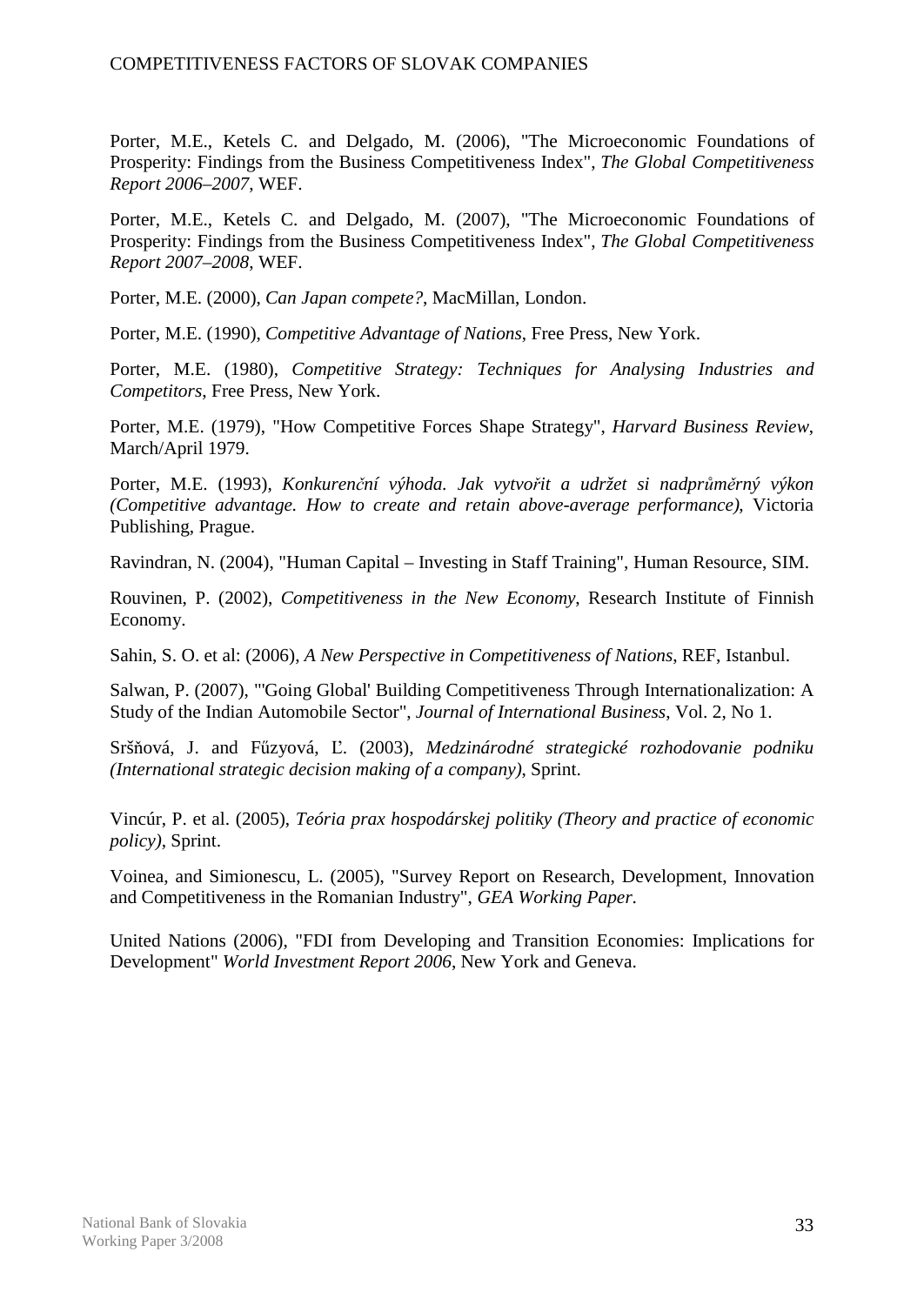Porter, M.E., Ketels C. and Delgado, M. (2006), "The Microeconomic Foundations of Prosperity: Findings from the Business Competitiveness Index", *The Global Competitiveness Report 2006–2007*, WEF.

Porter, M.E., Ketels C. and Delgado, M. (2007), "The Microeconomic Foundations of Prosperity: Findings from the Business Competitiveness Index", *The Global Competitiveness Report 2007–2008*, WEF.

Porter, M.E. (2000), *Can Japan compete?*, MacMillan, London.

Porter, M.E. (1990), *Competitive Advantage of Nations*, Free Press, New York.

Porter, M.E. (1980), *Competitive Strategy: Techniques for Analysing Industries and Competitors*, Free Press, New York.

Porter, M.E. (1979), "How Competitive Forces Shape Strategy", *Harvard Business Review*, March/April 1979.

Porter, M.E. (1993), *Konkurenční výhoda. Jak vytvořit a udržet si nadprůměrný výkon (Competitive advantage. How to create and retain above-average performance)*, Victoria Publishing, Prague.

Ravindran, N. (2004), "Human Capital – Investing in Staff Training", Human Resource, SIM.

Rouvinen, P. (2002), *Competitiveness in the New Economy*, Research Institute of Finnish Economy.

Sahin, S. O. et al: (2006), *A New Perspective in Competitiveness of Nations*, REF, Istanbul.

Salwan, P. (2007), "'Going Global' Building Competitiveness Through Internationalization: A Study of the Indian Automobile Sector", *Journal of International Business*, Vol. 2, No 1.

Sršňová, J. and Fűzyová, Ľ. (2003), *Medzinárodné strategické rozhodovanie podniku (International strategic decision making of a company)*, Sprint.

Vincúr, P. et al. (2005), *Teória prax hospodárskej politiky (Theory and practice of economic policy)*, Sprint.

Voinea, and Simionescu, L. (2005), "Survey Report on Research, Development, Innovation and Competitiveness in the Romanian Industry", *GEA Working Paper.*

United Nations (2006), "FDI from Developing and Transition Economies: Implications for Development" *World Investment Report 2006*, New York and Geneva.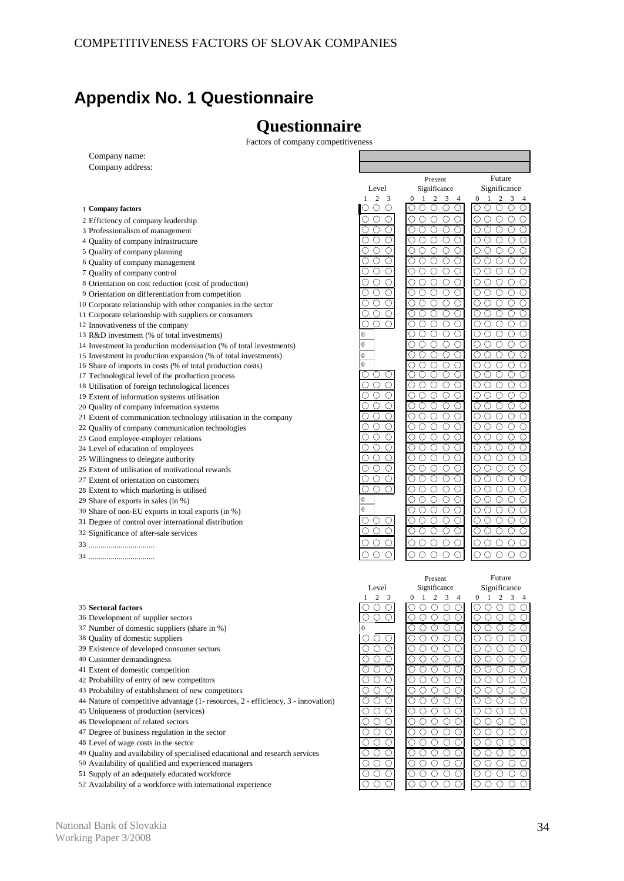## Appendix No. 1 Questionnaire

# Questionnaire

Factors of company competitiveness

Company name:

Company address:

| | | Level 1 2 3 | Present Significance 0 1 2 3 4 | Future Significance 0 1 2 3 4 |
|---|---|---|---|---|
| 1 | **Company factors** | ○ ○ ○ | ○ ○ ○ ○ ○ | ○ ○ ○ ○ ○ |
| 2 | Efficiency of company leadership | ○ ○ ○ | ○ ○ ○ ○ ○ | ○ ○ ○ ○ ○ |
| 3 | Professionalism of management | ○ ○ ○ | ○ ○ ○ ○ ○ | ○ ○ ○ ○ ○ |
| 4 | Quality of company infrastructure | ○ ○ ○ | ○ ○ ○ ○ ○ | ○ ○ ○ ○ ○ |
| 5 | Quality of company planning | ○ ○ ○ | ○ ○ ○ ○ ○ | ○ ○ ○ ○ ○ |
| 6 | Quality of company management | ○ ○ ○ | ○ ○ ○ ○ ○ | ○ ○ ○ ○ ○ |
| 7 | Quality of company control | ○ ○ ○ | ○ ○ ○ ○ ○ | ○ ○ ○ ○ ○ |
| 8 | Orientation on cost reduction (cost of production) | ○ ○ ○ | ○ ○ ○ ○ ○ | ○ ○ ○ ○ ○ |
| 9 | Orientation on differentiation from competition | ○ ○ ○ | ○ ○ ○ ○ ○ | ○ ○ ○ ○ ○ |
| 10 | Corporate relationship with other companies in the sector | ○ ○ ○ | ○ ○ ○ ○ ○ | ○ ○ ○ ○ ○ |
| 11 | Corporate relationship with suppliers or consumers | ○ ○ ○ | ○ ○ ○ ○ ○ | ○ ○ ○ ○ ○ |
| 12 | Innovativeness of the company | ○ ○ ○ | ○ ○ ○ ○ ○ | ○ ○ ○ ○ ○ |
| 13 | R&D investment (% of total investments) | 0 | ○ ○ ○ ○ ○ | ○ ○ ○ ○ ○ |
| 14 | Investment in production modernisation (% of total investments) | 0 | ○ ○ ○ ○ ○ | ○ ○ ○ ○ ○ |
| 15 | Investment in production expansion (% of total investments) | 0 | ○ ○ ○ ○ ○ | ○ ○ ○ ○ ○ |
| 16 | Share of imports in costs (% of total production costs) | 0 | ○ ○ ○ ○ ○ | ○ ○ ○ ○ ○ |
| 17 | Technological level of the production process | ○ ○ ○ | ○ ○ ○ ○ ○ | ○ ○ ○ ○ ○ |
| 18 | Utilisation of foreign technological licences | ○ ○ ○ | ○ ○ ○ ○ ○ | ○ ○ ○ ○ ○ |
| 19 | Extent of information systems utilisation | ○ ○ ○ | ○ ○ ○ ○ ○ | ○ ○ ○ ○ ○ |
| 20 | Quality of company information systems | ○ ○ ○ | ○ ○ ○ ○ ○ | ○ ○ ○ ○ ○ |
| 21 | Extent of communication technology utilisation in the company | ○ ○ ○ | ○ ○ ○ ○ ○ | ○ ○ ○ ○ ○ |
| 22 | Quality of company communication technologies | ○ ○ ○ | ○ ○ ○ ○ ○ | ○ ○ ○ ○ ○ |
| 23 | Good employee-employer relations | ○ ○ ○ | ○ ○ ○ ○ ○ | ○ ○ ○ ○ ○ |
| 24 | Level of education of employees | ○ ○ ○ | ○ ○ ○ ○ ○ | ○ ○ ○ ○ ○ |
| 25 | Willingness to delegate authority | ○ ○ ○ | ○ ○ ○ ○ ○ | ○ ○ ○ ○ ○ |
| 26 | Extent of utilisation of motivational rewards | ○ ○ ○ | ○ ○ ○ ○ ○ | ○ ○ ○ ○ ○ |
| 27 | Extent of orientation on customers | ○ ○ ○ | ○ ○ ○ ○ ○ | ○ ○ ○ ○ ○ |
| 28 | Extent to which marketing is utilised | ○ ○ ○ | ○ ○ ○ ○ ○ | ○ ○ ○ ○ ○ |
| 29 | Share of exports in sales (in %) | 0 | ○ ○ ○ ○ ○ | ○ ○ ○ ○ ○ |
| 30 | Share of non-EU exports in total exports (in %) | 0 | ○ ○ ○ ○ ○ | ○ ○ ○ ○ ○ |
| 31 | Degree of control over international distribution | ○ ○ ○ | ○ ○ ○ ○ ○ | ○ ○ ○ ○ ○ |
| 32 | Significance of after-sale services | ○ ○ ○ | ○ ○ ○ ○ ○ | ○ ○ ○ ○ ○ |
| 33 | ................................ | ○ ○ ○ | ○ ○ ○ ○ ○ | ○ ○ ○ ○ ○ |
| 34 | ................................ | ○ ○ ○ | ○ ○ ○ ○ ○ | ○ ○ ○ ○ ○ |

| | | Level 1 2 3 | Present Significance 0 1 2 3 4 | Future Significance 0 1 2 3 4 |
|---|---|---|---|---|
| 35 | **Sectoral factors** | ○ ○ ○ | ○ ○ ○ ○ ○ | ○ ○ ○ ○ ○ |
| 36 | Development of supplier sectors | ○ ○ ○ | ○ ○ ○ ○ ○ | ○ ○ ○ ○ ○ |
| 37 | Number of domestic suppliers (share in %) | 0 | ○ ○ ○ ○ ○ | ○ ○ ○ ○ ○ |
| 38 | Quality of domestic suppliers | ○ ○ ○ | ○ ○ ○ ○ ○ | ○ ○ ○ ○ ○ |
| 39 | Existence of developed consumer sectors | ○ ○ ○ | ○ ○ ○ ○ ○ | ○ ○ ○ ○ ○ |
| 40 | Customer demandingness | ○ ○ ○ | ○ ○ ○ ○ ○ | ○ ○ ○ ○ ○ |
| 41 | Extent of domestic competition | ○ ○ ○ | ○ ○ ○ ○ ○ | ○ ○ ○ ○ ○ |
| 42 | Probability of entry of new competitors | ○ ○ ○ | ○ ○ ○ ○ ○ | ○ ○ ○ ○ ○ |
| 43 | Probability of establishment of new competitors | ○ ○ ○ | ○ ○ ○ ○ ○ | ○ ○ ○ ○ ○ |
| 44 | Nature of competitive advantage (1- resources, 2 - efficiency, 3 - innovation) | ○ ○ ○ | ○ ○ ○ ○ ○ | ○ ○ ○ ○ ○ |
| 45 | Uniqueness of production (services) | ○ ○ ○ | ○ ○ ○ ○ ○ | ○ ○ ○ ○ ○ |
| 46 | Development of related sectors | ○ ○ ○ | ○ ○ ○ ○ ○ | ○ ○ ○ ○ ○ |
| 47 | Degree of business regulation in the sector | ○ ○ ○ | ○ ○ ○ ○ ○ | ○ ○ ○ ○ ○ |
| 48 | Level of wage costs in the sector | ○ ○ ○ | ○ ○ ○ ○ ○ | ○ ○ ○ ○ ○ |
| 49 | Quality and availability of specialised educational and research services | ○ ○ ○ | ○ ○ ○ ○ ○ | ○ ○ ○ ○ ○ |
| 50 | Availability of qualified and experienced managers | ○ ○ ○ | ○ ○ ○ ○ ○ | ○ ○ ○ ○ ○ |
| 51 | Supply of an adequately educated workforce | ○ ○ ○ | ○ ○ ○ ○ ○ | ○ ○ ○ ○ ○ |
| 52 | Availability of a workforce with international experience | ○ ○ ○ | ○ ○ ○ ○ ○ | ○ ○ ○ ○ ○ |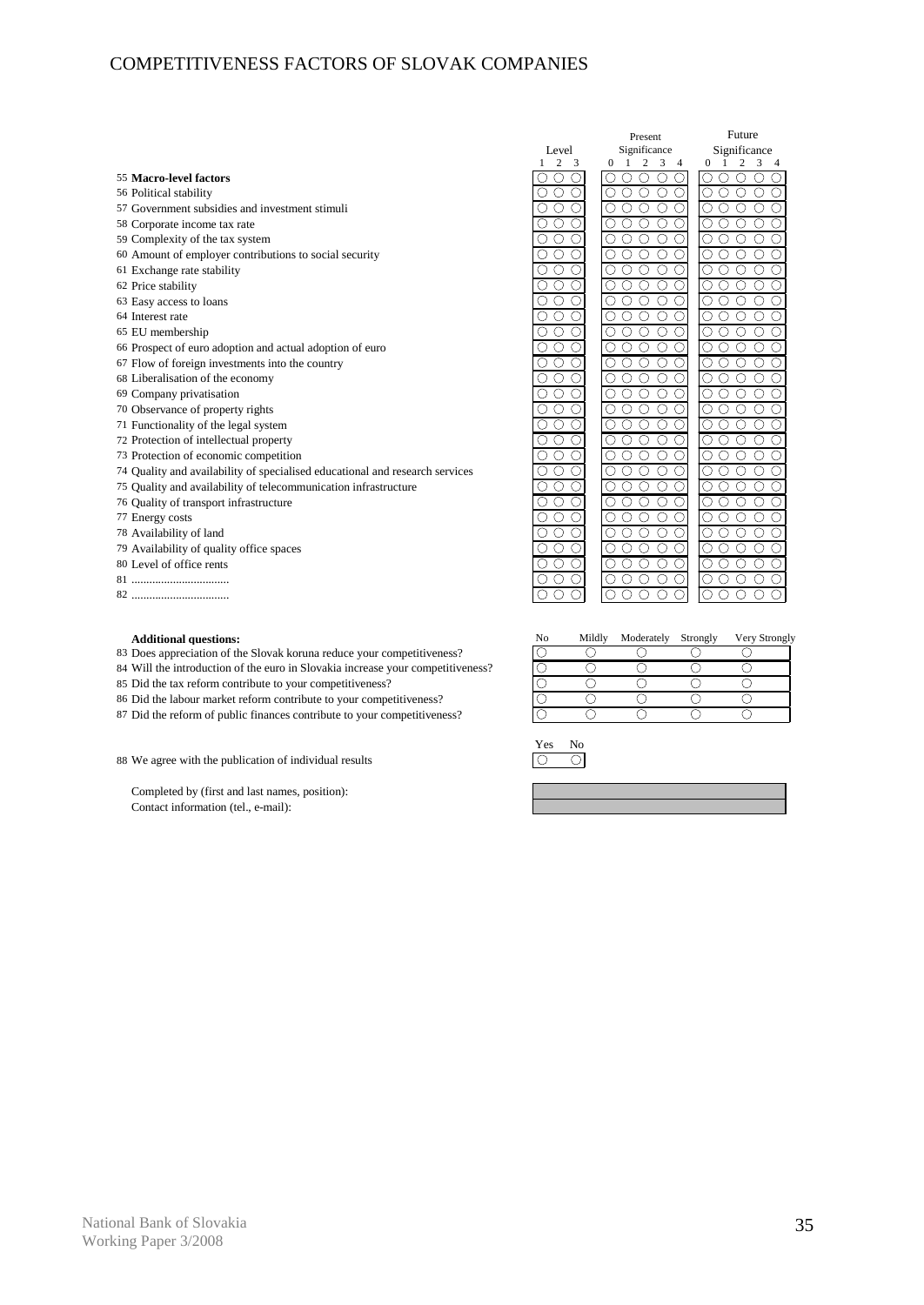# COMPETITIVENESS FACTORS OF SLOVAK COMPANIES

| | Level | | | Present Significance | | | | | Future Significance | | | | |
|---|---|---|---|---|---|---|---|---|---|---|---|---|---|
| | 1 | 2 | 3 | 0 | 1 | 2 | 3 | 4 | 0 | 1 | 2 | 3 | 4 |
| 55 **Macro-level factors** | ○ | ○ | ○ | ○ | ○ | ○ | ○ | ○ | ○ | ○ | ○ | ○ | ○ |
| 56 Political stability | ○ | ○ | ○ | ○ | ○ | ○ | ○ | ○ | ○ | ○ | ○ | ○ | ○ |
| 57 Government subsidies and investment stimuli | ○ | ○ | ○ | ○ | ○ | ○ | ○ | ○ | ○ | ○ | ○ | ○ | ○ |
| 58 Corporate income tax rate | ○ | ○ | ○ | ○ | ○ | ○ | ○ | ○ | ○ | ○ | ○ | ○ | ○ |
| 59 Complexity of the tax system | ○ | ○ | ○ | ○ | ○ | ○ | ○ | ○ | ○ | ○ | ○ | ○ | ○ |
| 60 Amount of employer contributions to social security | ○ | ○ | ○ | ○ | ○ | ○ | ○ | ○ | ○ | ○ | ○ | ○ | ○ |
| 61 Exchange rate stability | ○ | ○ | ○ | ○ | ○ | ○ | ○ | ○ | ○ | ○ | ○ | ○ | ○ |
| 62 Price stability | ○ | ○ | ○ | ○ | ○ | ○ | ○ | ○ | ○ | ○ | ○ | ○ | ○ |
| 63 Easy access to loans | ○ | ○ | ○ | ○ | ○ | ○ | ○ | ○ | ○ | ○ | ○ | ○ | ○ |
| 64 Interest rate | ○ | ○ | ○ | ○ | ○ | ○ | ○ | ○ | ○ | ○ | ○ | ○ | ○ |
| 65 EU membership | ○ | ○ | ○ | ○ | ○ | ○ | ○ | ○ | ○ | ○ | ○ | ○ | ○ |
| 66 Prospect of euro adoption and actual adoption of euro | ○ | ○ | ○ | ○ | ○ | ○ | ○ | ○ | ○ | ○ | ○ | ○ | ○ |
| 67 Flow of foreign investments into the country | ○ | ○ | ○ | ○ | ○ | ○ | ○ | ○ | ○ | ○ | ○ | ○ | ○ |
| 68 Liberalisation of the economy | ○ | ○ | ○ | ○ | ○ | ○ | ○ | ○ | ○ | ○ | ○ | ○ | ○ |
| 69 Company privatisation | ○ | ○ | ○ | ○ | ○ | ○ | ○ | ○ | ○ | ○ | ○ | ○ | ○ |
| 70 Observance of property rights | ○ | ○ | ○ | ○ | ○ | ○ | ○ | ○ | ○ | ○ | ○ | ○ | ○ |
| 71 Functionality of the legal system | ○ | ○ | ○ | ○ | ○ | ○ | ○ | ○ | ○ | ○ | ○ | ○ | ○ |
| 72 Protection of intellectual property | ○ | ○ | ○ | ○ | ○ | ○ | ○ | ○ | ○ | ○ | ○ | ○ | ○ |
| 73 Protection of economic competition | ○ | ○ | ○ | ○ | ○ | ○ | ○ | ○ | ○ | ○ | ○ | ○ | ○ |
| 74 Quality and availability of specialised educational and research services | ○ | ○ | ○ | ○ | ○ | ○ | ○ | ○ | ○ | ○ | ○ | ○ | ○ |
| 75 Quality and availability of telecommunication infrastructure | ○ | ○ | ○ | ○ | ○ | ○ | ○ | ○ | ○ | ○ | ○ | ○ | ○ |
| 76 Quality of transport infrastructure | ○ | ○ | ○ | ○ | ○ | ○ | ○ | ○ | ○ | ○ | ○ | ○ | ○ |
| 77 Energy costs | ○ | ○ | ○ | ○ | ○ | ○ | ○ | ○ | ○ | ○ | ○ | ○ | ○ |
| 78 Availability of land | ○ | ○ | ○ | ○ | ○ | ○ | ○ | ○ | ○ | ○ | ○ | ○ | ○ |
| 79 Availability of quality office spaces | ○ | ○ | ○ | ○ | ○ | ○ | ○ | ○ | ○ | ○ | ○ | ○ | ○ |
| 80 Level of office rents | ○ | ○ | ○ | ○ | ○ | ○ | ○ | ○ | ○ | ○ | ○ | ○ | ○ |
| 81 ................................. | ○ | ○ | ○ | ○ | ○ | ○ | ○ | ○ | ○ | ○ | ○ | ○ | ○ |
| 82 ................................. | ○ | ○ | ○ | ○ | ○ | ○ | ○ | ○ | ○ | ○ | ○ | ○ | ○ |

| **Additional questions:** | No | Mildly | Moderately | Strongly | Very Strongly |
|---|---|---|---|---|---|
| 83 Does appreciation of the Slovak koruna reduce your competitiveness? | ○ | ○ | ○ | ○ | ○ |
| 84 Will the introduction of the euro in Slovakia increase your competitiveness? | ○ | ○ | ○ | ○ | ○ |
| 85 Did the tax reform contribute to your competitiveness? | ○ | ○ | ○ | ○ | ○ |
| 86 Did the labour market reform contribute to your competitiveness? | ○ | ○ | ○ | ○ | ○ |
| 87 Did the reform of public finances contribute to your competitiveness? | ○ | ○ | ○ | ○ | ○ |

| | Yes | No |
|---|---|---|
| 88 We agree with the publication of individual results | ○ | ○ |

Completed by (first and last names, position):

Contact information (tel., e-mail):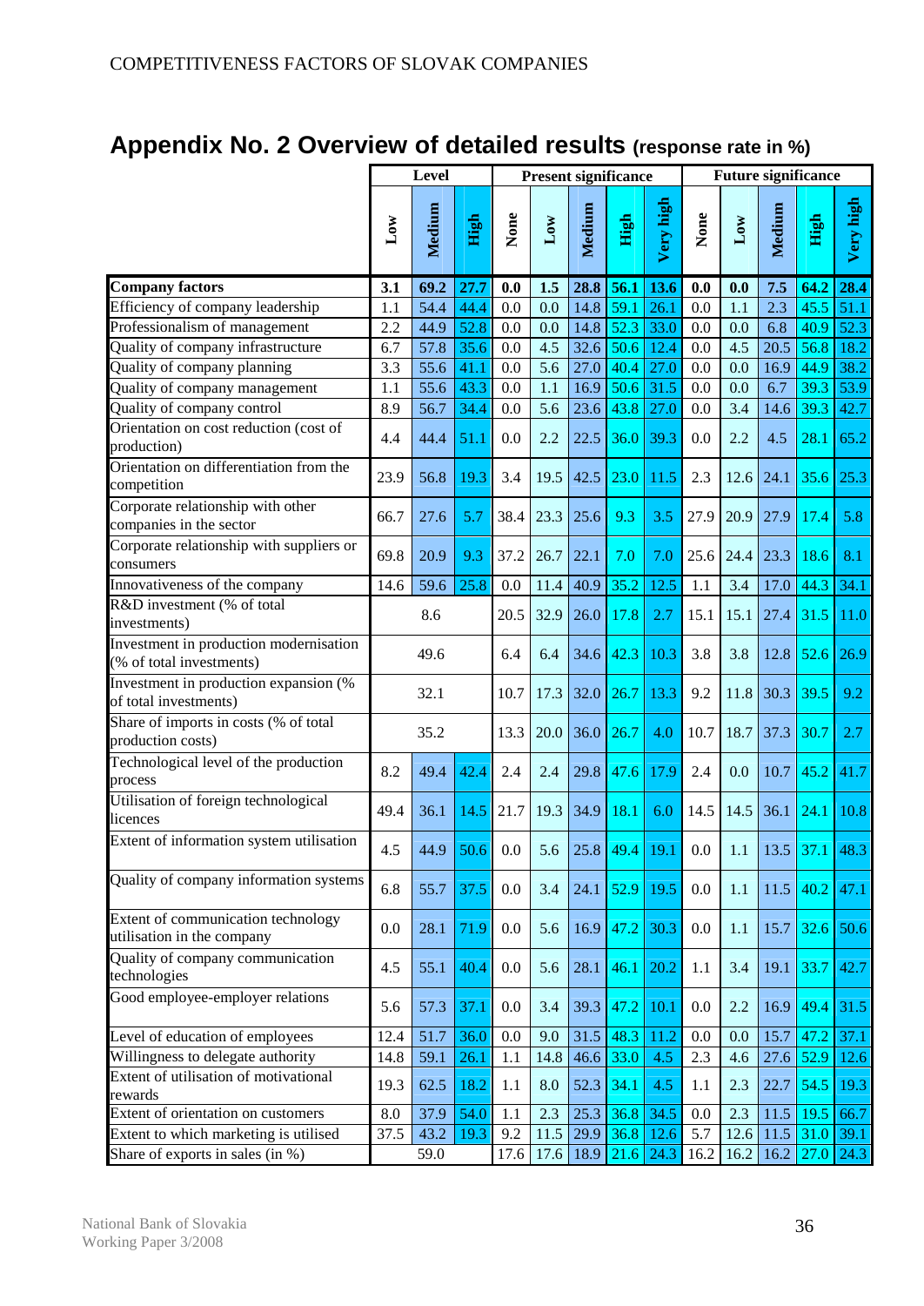## Appendix No. 2 Overview of detailed results (response rate in %)

| | Level | | | Present significance | | | | | Future significance | | | | |
|---|---|---|---|---|---|---|---|---|---|---|---|---|---|
| | Low | Medium | High | None | Low | Medium | High | Very high | None | Low | Medium | High | Very high |
| **Company factors** | **3.1** | **69.2** | **27.7** | **0.0** | **1.5** | **28.8** | **56.1** | **13.6** | **0.0** | **0.0** | **7.5** | **64.2** | **28.4** |
| Efficiency of company leadership | 1.1 | 54.4 | 44.4 | 0.0 | 0.0 | 14.8 | 59.1 | 26.1 | 0.0 | 1.1 | 2.3 | 45.5 | 51.1 |
| Professionalism of management | 2.2 | 44.9 | 52.8 | 0.0 | 0.0 | 14.8 | 52.3 | 33.0 | 0.0 | 0.0 | 6.8 | 40.9 | 52.3 |
| Quality of company infrastructure | 6.7 | 57.8 | 35.6 | 0.0 | 4.5 | 32.6 | 50.6 | 12.4 | 0.0 | 4.5 | 20.5 | 56.8 | 18.2 |
| Quality of company planning | 3.3 | 55.6 | 41.1 | 0.0 | 5.6 | 27.0 | 40.4 | 27.0 | 0.0 | 0.0 | 16.9 | 44.9 | 38.2 |
| Quality of company management | 1.1 | 55.6 | 43.3 | 0.0 | 1.1 | 16.9 | 50.6 | 31.5 | 0.0 | 0.0 | 6.7 | 39.3 | 53.9 |
| Quality of company control | 8.9 | 56.7 | 34.4 | 0.0 | 5.6 | 23.6 | 43.8 | 27.0 | 0.0 | 3.4 | 14.6 | 39.3 | 42.7 |
| Orientation on cost reduction (cost of production) | 4.4 | 44.4 | 51.1 | 0.0 | 2.2 | 22.5 | 36.0 | 39.3 | 0.0 | 2.2 | 4.5 | 28.1 | 65.2 |
| Orientation on differentiation from the competition | 23.9 | 56.8 | 19.3 | 3.4 | 19.5 | 42.5 | 23.0 | 11.5 | 2.3 | 12.6 | 24.1 | 35.6 | 25.3 |
| Corporate relationship with other companies in the sector | 66.7 | 27.6 | 5.7 | 38.4 | 23.3 | 25.6 | 9.3 | 3.5 | 27.9 | 20.9 | 27.9 | 17.4 | 5.8 |
| Corporate relationship with suppliers or consumers | 69.8 | 20.9 | 9.3 | 37.2 | 26.7 | 22.1 | 7.0 | 7.0 | 25.6 | 24.4 | 23.3 | 18.6 | 8.1 |
| Innovativeness of the company | 14.6 | 59.6 | 25.8 | 0.0 | 11.4 | 40.9 | 35.2 | 12.5 | 1.1 | 3.4 | 17.0 | 44.3 | 34.1 |
| R&D investment (% of total investments) | | 8.6 | | 20.5 | 32.9 | 26.0 | 17.8 | 2.7 | 15.1 | 15.1 | 27.4 | 31.5 | 11.0 |
| Investment in production modernisation (% of total investments) | | 49.6 | | 6.4 | 6.4 | 34.6 | 42.3 | 10.3 | 3.8 | 3.8 | 12.8 | 52.6 | 26.9 |
| Investment in production expansion (% of total investments) | | 32.1 | | 10.7 | 17.3 | 32.0 | 26.7 | 13.3 | 9.2 | 11.8 | 30.3 | 39.5 | 9.2 |
| Share of imports in costs (% of total production costs) | | 35.2 | | 13.3 | 20.0 | 36.0 | 26.7 | 4.0 | 10.7 | 18.7 | 37.3 | 30.7 | 2.7 |
| Technological level of the production process | 8.2 | 49.4 | 42.4 | 2.4 | 2.4 | 29.8 | 47.6 | 17.9 | 2.4 | 0.0 | 10.7 | 45.2 | 41.7 |
| Utilisation of foreign technological licences | 49.4 | 36.1 | 14.5 | 21.7 | 19.3 | 34.9 | 18.1 | 6.0 | 14.5 | 14.5 | 36.1 | 24.1 | 10.8 |
| Extent of information system utilisation | 4.5 | 44.9 | 50.6 | 0.0 | 5.6 | 25.8 | 49.4 | 19.1 | 0.0 | 1.1 | 13.5 | 37.1 | 48.3 |
| Quality of company information systems | 6.8 | 55.7 | 37.5 | 0.0 | 3.4 | 24.1 | 52.9 | 19.5 | 0.0 | 1.1 | 11.5 | 40.2 | 47.1 |
| Extent of communication technology utilisation in the company | 0.0 | 28.1 | 71.9 | 0.0 | 5.6 | 16.9 | 47.2 | 30.3 | 0.0 | 1.1 | 15.7 | 32.6 | 50.6 |
| Quality of company communication technologies | 4.5 | 55.1 | 40.4 | 0.0 | 5.6 | 28.1 | 46.1 | 20.2 | 1.1 | 3.4 | 19.1 | 33.7 | 42.7 |
| Good employee-employer relations | 5.6 | 57.3 | 37.1 | 0.0 | 3.4 | 39.3 | 47.2 | 10.1 | 0.0 | 2.2 | 16.9 | 49.4 | 31.5 |
| Level of education of employees | 12.4 | 51.7 | 36.0 | 0.0 | 9.0 | 31.5 | 48.3 | 11.2 | 0.0 | 0.0 | 15.7 | 47.2 | 37.1 |
| Willingness to delegate authority | 14.8 | 59.1 | 26.1 | 1.1 | 14.8 | 46.6 | 33.0 | 4.5 | 2.3 | 4.6 | 27.6 | 52.9 | 12.6 |
| Extent of utilisation of motivational rewards | 19.3 | 62.5 | 18.2 | 1.1 | 8.0 | 52.3 | 34.1 | 4.5 | 1.1 | 2.3 | 22.7 | 54.5 | 19.3 |
| Extent of orientation on customers | 8.0 | 37.9 | 54.0 | 1.1 | 2.3 | 25.3 | 36.8 | 34.5 | 0.0 | 2.3 | 11.5 | 19.5 | 66.7 |
| Extent to which marketing is utilised | 37.5 | 43.2 | 19.3 | 9.2 | 11.5 | 29.9 | 36.8 | 12.6 | 5.7 | 12.6 | 11.5 | 31.0 | 39.1 |
| Share of exports in sales (in %) | | 59.0 | | 17.6 | 17.6 | 18.9 | 21.6 | 24.3 | 16.2 | 16.2 | 16.2 | 27.0 | 24.3 |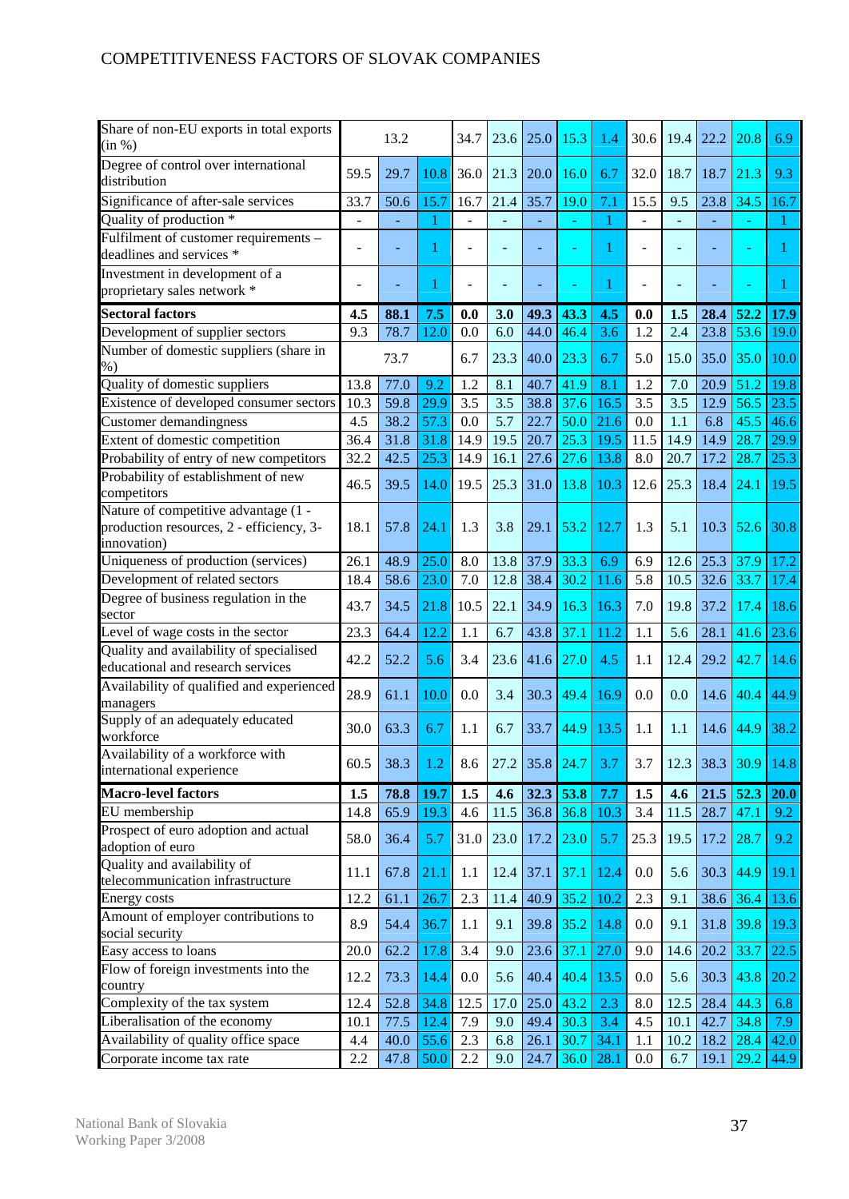COMPETITIVENESS FACTORS OF SLOVAK COMPANIES

| | | | | | | | | | | | | | | |
|---|---|---|---|---|---|---|---|---|---|---|---|---|---|---|
| Share of non-EU exports in total exports (in %) | | 13.2 | | 34.7 | 23.6 | 25.0 | 15.3 | 1.4 | 30.6 | 19.4 | 22.2 | 20.8 | 6.9 |
| Degree of control over international distribution | 59.5 | 29.7 | 10.8 | 36.0 | 21.3 | 20.0 | 16.0 | 6.7 | 32.0 | 18.7 | 18.7 | 21.3 | 9.3 |
| Significance of after-sale services | 33.7 | 50.6 | 15.7 | 16.7 | 21.4 | 35.7 | 19.0 | 7.1 | 15.5 | 9.5 | 23.8 | 34.5 | 16.7 |
| Quality of production * | - | - | 1 | - | - | - | - | 1 | - | - | - | - | 1 |
| Fulfilment of customer requirements – deadlines and services * | - | - | 1 | - | - | - | - | 1 | - | - | - | - | 1 |
| Investment in development of a proprietary sales network * | - | - | 1 | - | - | - | - | 1 | - | - | - | - | 1 |
| **Sectoral factors** | **4.5** | **88.1** | **7.5** | **0.0** | **3.0** | **49.3** | **43.3** | **4.5** | **0.0** | **1.5** | **28.4** | **52.2** | **17.9** |
| Development of supplier sectors | 9.3 | 78.7 | 12.0 | 0.0 | 6.0 | 44.0 | 46.4 | 3.6 | 1.2 | 2.4 | 23.8 | 53.6 | 19.0 |
| Number of domestic suppliers (share in %) | | 73.7 | | 6.7 | 23.3 | 40.0 | 23.3 | 6.7 | 5.0 | 15.0 | 35.0 | 35.0 | 10.0 |
| Quality of domestic suppliers | 13.8 | 77.0 | 9.2 | 1.2 | 8.1 | 40.7 | 41.9 | 8.1 | 1.2 | 7.0 | 20.9 | 51.2 | 19.8 |
| Existence of developed consumer sectors | 10.3 | 59.8 | 29.9 | 3.5 | 3.5 | 38.8 | 37.6 | 16.5 | 3.5 | 3.5 | 12.9 | 56.5 | 23.5 |
| Customer demandingness | 4.5 | 38.2 | 57.3 | 0.0 | 5.7 | 22.7 | 50.0 | 21.6 | 0.0 | 1.1 | 6.8 | 45.5 | 46.6 |
| Extent of domestic competition | 36.4 | 31.8 | 31.8 | 14.9 | 19.5 | 20.7 | 25.3 | 19.5 | 11.5 | 14.9 | 14.9 | 28.7 | 29.9 |
| Probability of entry of new competitors | 32.2 | 42.5 | 25.3 | 14.9 | 16.1 | 27.6 | 27.6 | 13.8 | 8.0 | 20.7 | 17.2 | 28.7 | 25.3 |
| Probability of establishment of new competitors | 46.5 | 39.5 | 14.0 | 19.5 | 25.3 | 31.0 | 13.8 | 10.3 | 12.6 | 25.3 | 18.4 | 24.1 | 19.5 |
| Nature of competitive advantage (1 - production resources, 2 - efficiency, 3- innovation) | 18.1 | 57.8 | 24.1 | 1.3 | 3.8 | 29.1 | 53.2 | 12.7 | 1.3 | 5.1 | 10.3 | 52.6 | 30.8 |
| Uniqueness of production (services) | 26.1 | 48.9 | 25.0 | 8.0 | 13.8 | 37.9 | 33.3 | 6.9 | 6.9 | 12.6 | 25.3 | 37.9 | 17.2 |
| Development of related sectors | 18.4 | 58.6 | 23.0 | 7.0 | 12.8 | 38.4 | 30.2 | 11.6 | 5.8 | 10.5 | 32.6 | 33.7 | 17.4 |
| Degree of business regulation in the sector | 43.7 | 34.5 | 21.8 | 10.5 | 22.1 | 34.9 | 16.3 | 16.3 | 7.0 | 19.8 | 37.2 | 17.4 | 18.6 |
| Level of wage costs in the sector | 23.3 | 64.4 | 12.2 | 1.1 | 6.7 | 43.8 | 37.1 | 11.2 | 1.1 | 5.6 | 28.1 | 41.6 | 23.6 |
| Quality and availability of specialised educational and research services | 42.2 | 52.2 | 5.6 | 3.4 | 23.6 | 41.6 | 27.0 | 4.5 | 1.1 | 12.4 | 29.2 | 42.7 | 14.6 |
| Availability of qualified and experienced managers | 28.9 | 61.1 | 10.0 | 0.0 | 3.4 | 30.3 | 49.4 | 16.9 | 0.0 | 0.0 | 14.6 | 40.4 | 44.9 |
| Supply of an adequately educated workforce | 30.0 | 63.3 | 6.7 | 1.1 | 6.7 | 33.7 | 44.9 | 13.5 | 1.1 | 1.1 | 14.6 | 44.9 | 38.2 |
| Availability of a workforce with international experience | 60.5 | 38.3 | 1.2 | 8.6 | 27.2 | 35.8 | 24.7 | 3.7 | 3.7 | 12.3 | 38.3 | 30.9 | 14.8 |
| **Macro-level factors** | **1.5** | **78.8** | **19.7** | **1.5** | **4.6** | **32.3** | **53.8** | **7.7** | **1.5** | **4.6** | **21.5** | **52.3** | **20.0** |
| EU membership | 14.8 | 65.9 | 19.3 | 4.6 | 11.5 | 36.8 | 36.8 | 10.3 | 3.4 | 11.5 | 28.7 | 47.1 | 9.2 |
| Prospect of euro adoption and actual adoption of euro | 58.0 | 36.4 | 5.7 | 31.0 | 23.0 | 17.2 | 23.0 | 5.7 | 25.3 | 19.5 | 17.2 | 28.7 | 9.2 |
| Quality and availability of telecommunication infrastructure | 11.1 | 67.8 | 21.1 | 1.1 | 12.4 | 37.1 | 37.1 | 12.4 | 0.0 | 5.6 | 30.3 | 44.9 | 19.1 |
| Energy costs | 12.2 | 61.1 | 26.7 | 2.3 | 11.4 | 40.9 | 35.2 | 10.2 | 2.3 | 9.1 | 38.6 | 36.4 | 13.6 |
| Amount of employer contributions to social security | 8.9 | 54.4 | 36.7 | 1.1 | 9.1 | 39.8 | 35.2 | 14.8 | 0.0 | 9.1 | 31.8 | 39.8 | 19.3 |
| Easy access to loans | 20.0 | 62.2 | 17.8 | 3.4 | 9.0 | 23.6 | 37.1 | 27.0 | 9.0 | 14.6 | 20.2 | 33.7 | 22.5 |
| Flow of foreign investments into the country | 12.2 | 73.3 | 14.4 | 0.0 | 5.6 | 40.4 | 40.4 | 13.5 | 0.0 | 5.6 | 30.3 | 43.8 | 20.2 |
| Complexity of the tax system | 12.4 | 52.8 | 34.8 | 12.5 | 17.0 | 25.0 | 43.2 | 2.3 | 8.0 | 12.5 | 28.4 | 44.3 | 6.8 |
| Liberalisation of the economy | 10.1 | 77.5 | 12.4 | 7.9 | 9.0 | 49.4 | 30.3 | 3.4 | 4.5 | 10.1 | 42.7 | 34.8 | 7.9 |
| Availability of quality office space | 4.4 | 40.0 | 55.6 | 2.3 | 6.8 | 26.1 | 30.7 | 34.1 | 1.1 | 10.2 | 18.2 | 28.4 | 42.0 |
| Corporate income tax rate | 2.2 | 47.8 | 50.0 | 2.2 | 9.0 | 24.7 | 36.0 | 28.1 | 0.0 | 6.7 | 19.1 | 29.2 | 44.9 |

National Bank of Slovakia
Working Paper 3/2008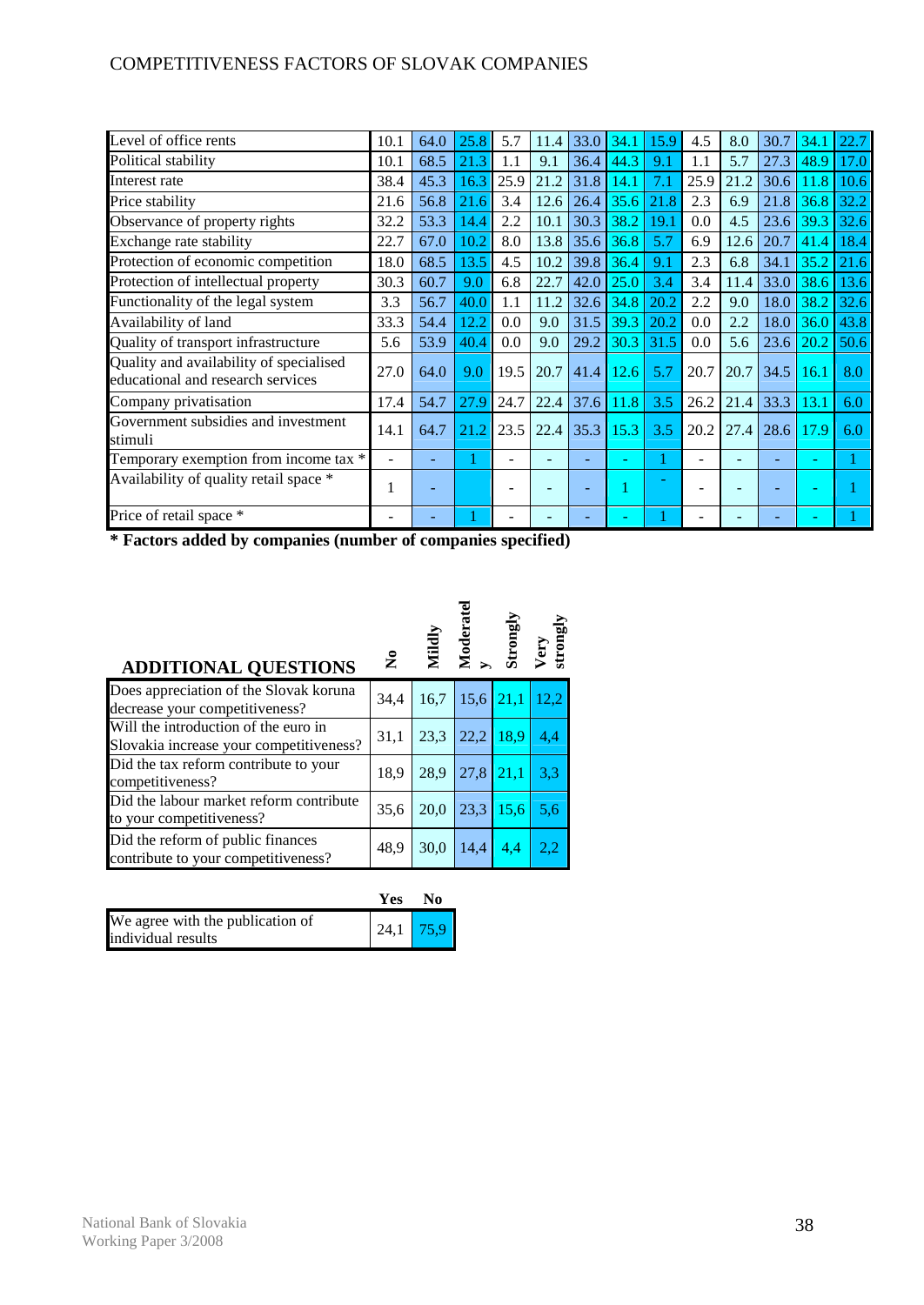## COMPETITIVENESS FACTORS OF SLOVAK COMPANIES

| | | | | | | | | | | | | | |
|---|---|---|---|---|---|---|---|---|---|---|---|---|---|
| Level of office rents | 10.1 | 64.0 | 25.8 | 5.7 | 11.4 | 33.0 | 34.1 | 15.9 | 4.5 | 8.0 | 30.7 | 34.1 | 22.7 |
| Political stability | 10.1 | 68.5 | 21.3 | 1.1 | 9.1 | 36.4 | 44.3 | 9.1 | 1.1 | 5.7 | 27.3 | 48.9 | 17.0 |
| Interest rate | 38.4 | 45.3 | 16.3 | 25.9 | 21.2 | 31.8 | 14.1 | 7.1 | 25.9 | 21.2 | 30.6 | 11.8 | 10.6 |
| Price stability | 21.6 | 56.8 | 21.6 | 3.4 | 12.6 | 26.4 | 35.6 | 21.8 | 2.3 | 6.9 | 21.8 | 36.8 | 32.2 |
| Observance of property rights | 32.2 | 53.3 | 14.4 | 2.2 | 10.1 | 30.3 | 38.2 | 19.1 | 0.0 | 4.5 | 23.6 | 39.3 | 32.6 |
| Exchange rate stability | 22.7 | 67.0 | 10.2 | 8.0 | 13.8 | 35.6 | 36.8 | 5.7 | 6.9 | 12.6 | 20.7 | 41.4 | 18.4 |
| Protection of economic competition | 18.0 | 68.5 | 13.5 | 4.5 | 10.2 | 39.8 | 36.4 | 9.1 | 2.3 | 6.8 | 34.1 | 35.2 | 21.6 |
| Protection of intellectual property | 30.3 | 60.7 | 9.0 | 6.8 | 22.7 | 42.0 | 25.0 | 3.4 | 3.4 | 11.4 | 33.0 | 38.6 | 13.6 |
| Functionality of the legal system | 3.3 | 56.7 | 40.0 | 1.1 | 11.2 | 32.6 | 34.8 | 20.2 | 2.2 | 9.0 | 18.0 | 38.2 | 32.6 |
| Availability of land | 33.3 | 54.4 | 12.2 | 0.0 | 9.0 | 31.5 | 39.3 | 20.2 | 0.0 | 2.2 | 18.0 | 36.0 | 43.8 |
| Quality of transport infrastructure | 5.6 | 53.9 | 40.4 | 0.0 | 9.0 | 29.2 | 30.3 | 31.5 | 0.0 | 5.6 | 23.6 | 20.2 | 50.6 |
| Quality and availability of specialised educational and research services | 27.0 | 64.0 | 9.0 | 19.5 | 20.7 | 41.4 | 12.6 | 5.7 | 20.7 | 20.7 | 34.5 | 16.1 | 8.0 |
| Company privatisation | 17.4 | 54.7 | 27.9 | 24.7 | 22.4 | 37.6 | 11.8 | 3.5 | 26.2 | 21.4 | 33.3 | 13.1 | 6.0 |
| Government subsidies and investment stimuli | 14.1 | 64.7 | 21.2 | 23.5 | 22.4 | 35.3 | 15.3 | 3.5 | 20.2 | 27.4 | 28.6 | 17.9 | 6.0 |
| Temporary exemption from income tax * | - | - | 1 | - | - | - | - | 1 | - | - | - | - | 1 |
| Availability of quality retail space * | 1 | - | | - | - | - | 1 | - | - | - | - | - | 1 |
| Price of retail space * | - | - | 1 | - | - | - | - | 1 | - | - | - | - | 1 |

**\* Factors added by companies (number of companies specified)**

| ADDITIONAL QUESTIONS | No | Mildly | Moderately | Strongly | Very strongly |
|---|---|---|---|---|---|
| Does appreciation of the Slovak koruna decrease your competitiveness? | 34,4 | 16,7 | 15,6 | 21,1 | 12,2 |
| Will the introduction of the euro in Slovakia increase your competitiveness? | 31,1 | 23,3 | 22,2 | 18,9 | 4,4 |
| Did the tax reform contribute to your competitiveness? | 18,9 | 28,9 | 27,8 | 21,1 | 3,3 |
| Did the labour market reform contribute to your competitiveness? | 35,6 | 20,0 | 23,3 | 15,6 | 5,6 |
| Did the reform of public finances contribute to your competitiveness? | 48,9 | 30,0 | 14,4 | 4,4 | 2,2 |

| | Yes | No |
|---|---|---|
| We agree with the publication of individual results | 24,1 | 75,9 |